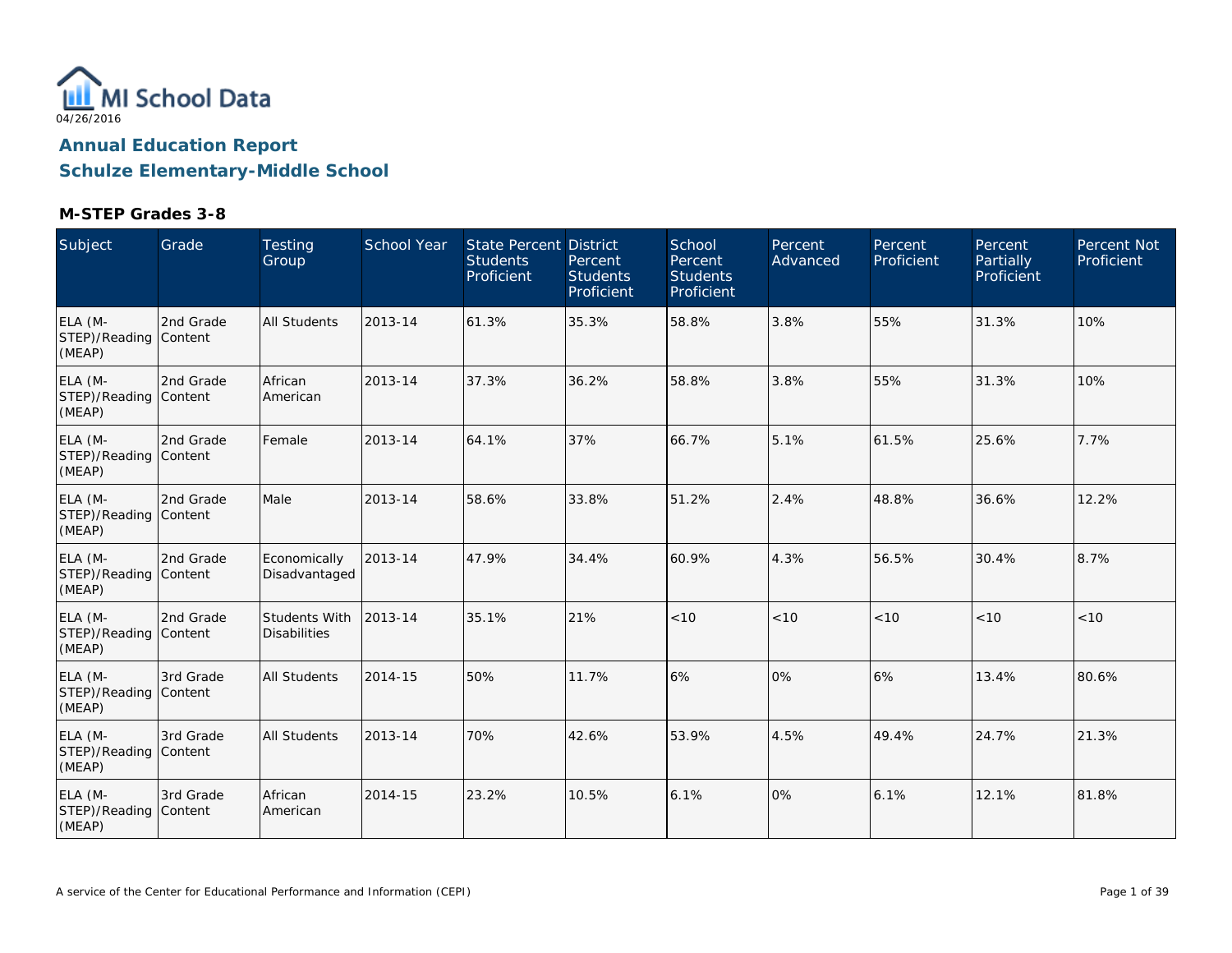MI School Data

04/26/2016

## Annual Education Report

## Schulze Elementary-Middle School

### M-STEP Grades 3-8

| Subject | Grade | Testing Group | School Year | State Percent Students Proficient | District Percent Students Proficient | School Percent Students Proficient | Percent Advanced | Percent Proficient | Percent Partially Proficient | Percent Not Proficient |
|---|---|---|---|---|---|---|---|---|---|---|
| ELA (M-STEP)/Reading (MEAP) | 2nd Grade Content | All Students | 2013-14 | 61.3% | 35.3% | 58.8% | 3.8% | 55% | 31.3% | 10% |
| ELA (M-STEP)/Reading (MEAP) | 2nd Grade Content | African American | 2013-14 | 37.3% | 36.2% | 58.8% | 3.8% | 55% | 31.3% | 10% |
| ELA (M-STEP)/Reading (MEAP) | 2nd Grade Content | Female | 2013-14 | 64.1% | 37% | 66.7% | 5.1% | 61.5% | 25.6% | 7.7% |
| ELA (M-STEP)/Reading (MEAP) | 2nd Grade Content | Male | 2013-14 | 58.6% | 33.8% | 51.2% | 2.4% | 48.8% | 36.6% | 12.2% |
| ELA (M-STEP)/Reading (MEAP) | 2nd Grade Content | Economically Disadvantaged | 2013-14 | 47.9% | 34.4% | 60.9% | 4.3% | 56.5% | 30.4% | 8.7% |
| ELA (M-STEP)/Reading (MEAP) | 2nd Grade Content | Students With Disabilities | 2013-14 | 35.1% | 21% | <10 | <10 | <10 | <10 | <10 |
| ELA (M-STEP)/Reading (MEAP) | 3rd Grade Content | All Students | 2014-15 | 50% | 11.7% | 6% | 0% | 6% | 13.4% | 80.6% |
| ELA (M-STEP)/Reading (MEAP) | 3rd Grade Content | All Students | 2013-14 | 70% | 42.6% | 53.9% | 4.5% | 49.4% | 24.7% | 21.3% |
| ELA (M-STEP)/Reading (MEAP) | 3rd Grade Content | African American | 2014-15 | 23.2% | 10.5% | 6.1% | 0% | 6.1% | 12.1% | 81.8% |

A service of the Center for Educational Performance and Information (CEPI)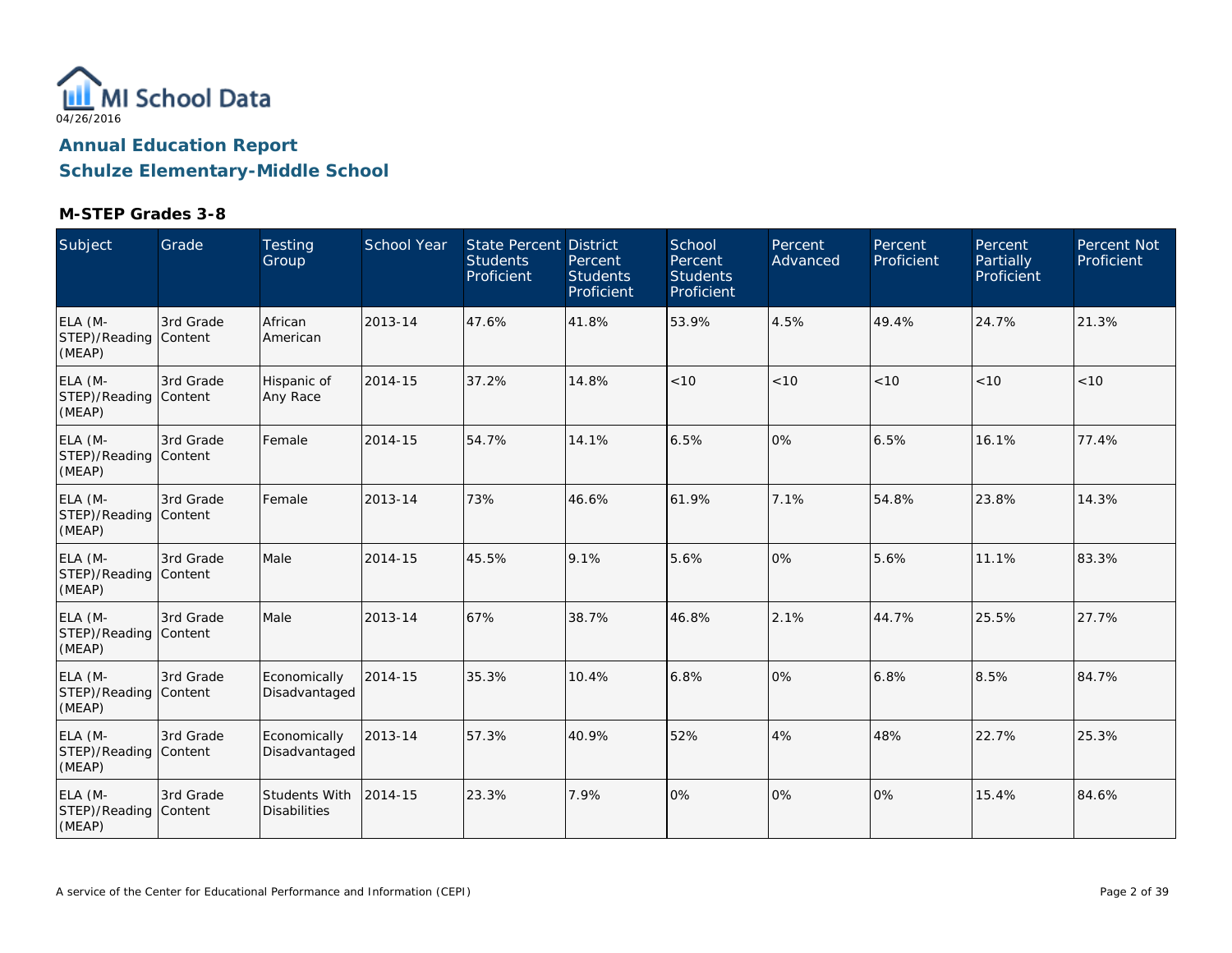04/26/2016

## Annual Education Report
## Schulze Elementary-Middle School

### M-STEP Grades 3-8

| Subject | Grade | Testing Group | School Year | State Percent Students Proficient | District Percent Students Proficient | School Percent Students Proficient | Percent Advanced | Percent Proficient | Percent Partially Proficient | Percent Not Proficient |
|---|---|---|---|---|---|---|---|---|---|---|
| ELA (M-STEP)/Reading (MEAP) | 3rd Grade Content | African American | 2013-14 | 47.6% | 41.8% | 53.9% | 4.5% | 49.4% | 24.7% | 21.3% |
| ELA (M-STEP)/Reading (MEAP) | 3rd Grade Content | Hispanic of Any Race | 2014-15 | 37.2% | 14.8% | <10 | <10 | <10 | <10 | <10 |
| ELA (M-STEP)/Reading (MEAP) | 3rd Grade Content | Female | 2014-15 | 54.7% | 14.1% | 6.5% | 0% | 6.5% | 16.1% | 77.4% |
| ELA (M-STEP)/Reading (MEAP) | 3rd Grade Content | Female | 2013-14 | 73% | 46.6% | 61.9% | 7.1% | 54.8% | 23.8% | 14.3% |
| ELA (M-STEP)/Reading (MEAP) | 3rd Grade Content | Male | 2014-15 | 45.5% | 9.1% | 5.6% | 0% | 5.6% | 11.1% | 83.3% |
| ELA (M-STEP)/Reading (MEAP) | 3rd Grade Content | Male | 2013-14 | 67% | 38.7% | 46.8% | 2.1% | 44.7% | 25.5% | 27.7% |
| ELA (M-STEP)/Reading (MEAP) | 3rd Grade Content | Economically Disadvantaged | 2014-15 | 35.3% | 10.4% | 6.8% | 0% | 6.8% | 8.5% | 84.7% |
| ELA (M-STEP)/Reading (MEAP) | 3rd Grade Content | Economically Disadvantaged | 2013-14 | 57.3% | 40.9% | 52% | 4% | 48% | 22.7% | 25.3% |
| ELA (M-STEP)/Reading (MEAP) | 3rd Grade Content | Students With Disabilities | 2014-15 | 23.3% | 7.9% | 0% | 0% | 0% | 15.4% | 84.6% |

A service of the Center for Educational Performance and Information (CEPI)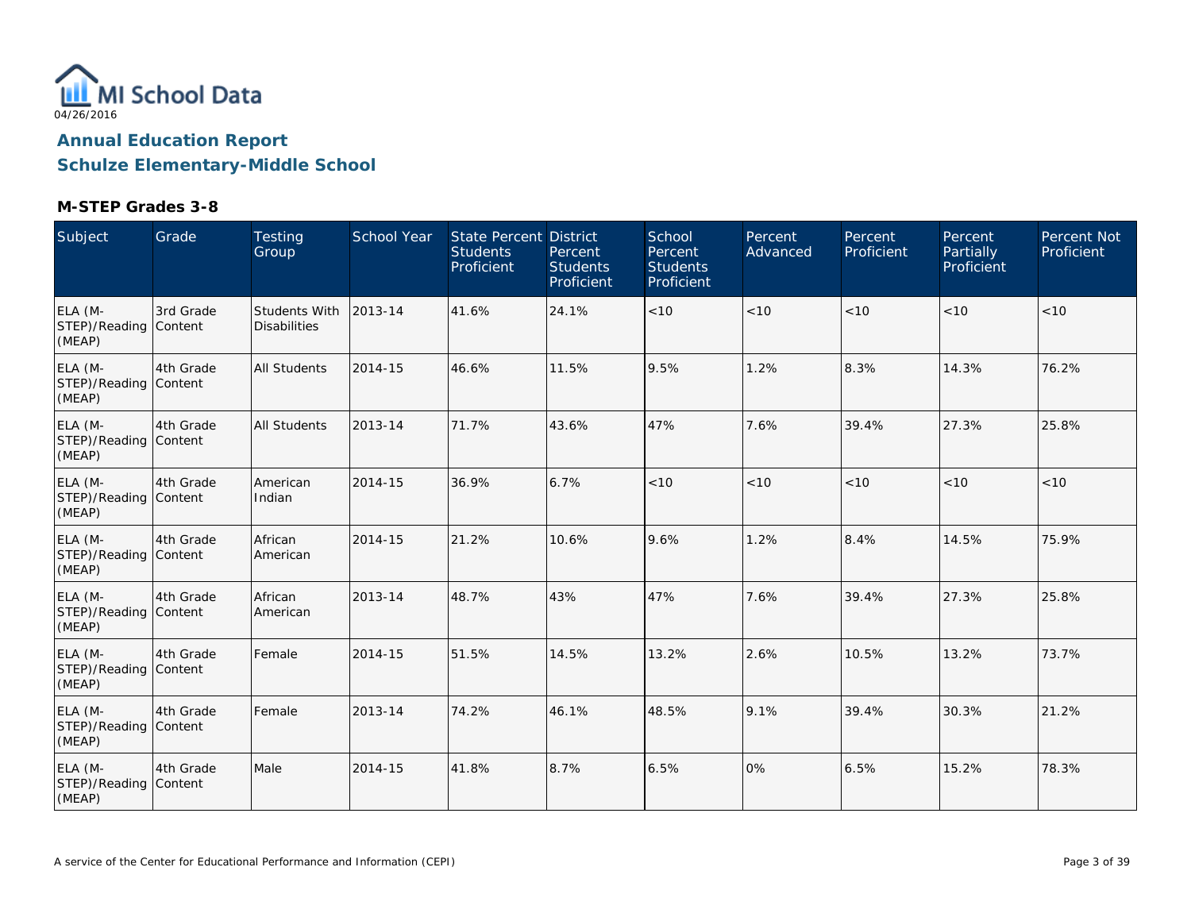MI School Data
04/26/2016

## Annual Education Report
## Schulze Elementary-Middle School

### M-STEP Grades 3-8

| Subject | Grade | Testing Group | School Year | State Percent Students Proficient | District Percent Students Proficient | School Percent Students Proficient | Percent Advanced | Percent Proficient | Percent Partially Proficient | Percent Not Proficient |
|---|---|---|---|---|---|---|---|---|---|---|
| ELA (M-STEP)/Reading (MEAP) | 3rd Grade Content | Students With Disabilities | 2013-14 | 41.6% | 24.1% | <10 | <10 | <10 | <10 | <10 |
| ELA (M-STEP)/Reading (MEAP) | 4th Grade Content | All Students | 2014-15 | 46.6% | 11.5% | 9.5% | 1.2% | 8.3% | 14.3% | 76.2% |
| ELA (M-STEP)/Reading (MEAP) | 4th Grade Content | All Students | 2013-14 | 71.7% | 43.6% | 47% | 7.6% | 39.4% | 27.3% | 25.8% |
| ELA (M-STEP)/Reading (MEAP) | 4th Grade Content | American Indian | 2014-15 | 36.9% | 6.7% | <10 | <10 | <10 | <10 | <10 |
| ELA (M-STEP)/Reading (MEAP) | 4th Grade Content | African American | 2014-15 | 21.2% | 10.6% | 9.6% | 1.2% | 8.4% | 14.5% | 75.9% |
| ELA (M-STEP)/Reading (MEAP) | 4th Grade Content | African American | 2013-14 | 48.7% | 43% | 47% | 7.6% | 39.4% | 27.3% | 25.8% |
| ELA (M-STEP)/Reading (MEAP) | 4th Grade Content | Female | 2014-15 | 51.5% | 14.5% | 13.2% | 2.6% | 10.5% | 13.2% | 73.7% |
| ELA (M-STEP)/Reading (MEAP) | 4th Grade Content | Female | 2013-14 | 74.2% | 46.1% | 48.5% | 9.1% | 39.4% | 30.3% | 21.2% |
| ELA (M-STEP)/Reading (MEAP) | 4th Grade Content | Male | 2014-15 | 41.8% | 8.7% | 6.5% | 0% | 6.5% | 15.2% | 78.3% |

A service of the Center for Educational Performance and Information (CEPI)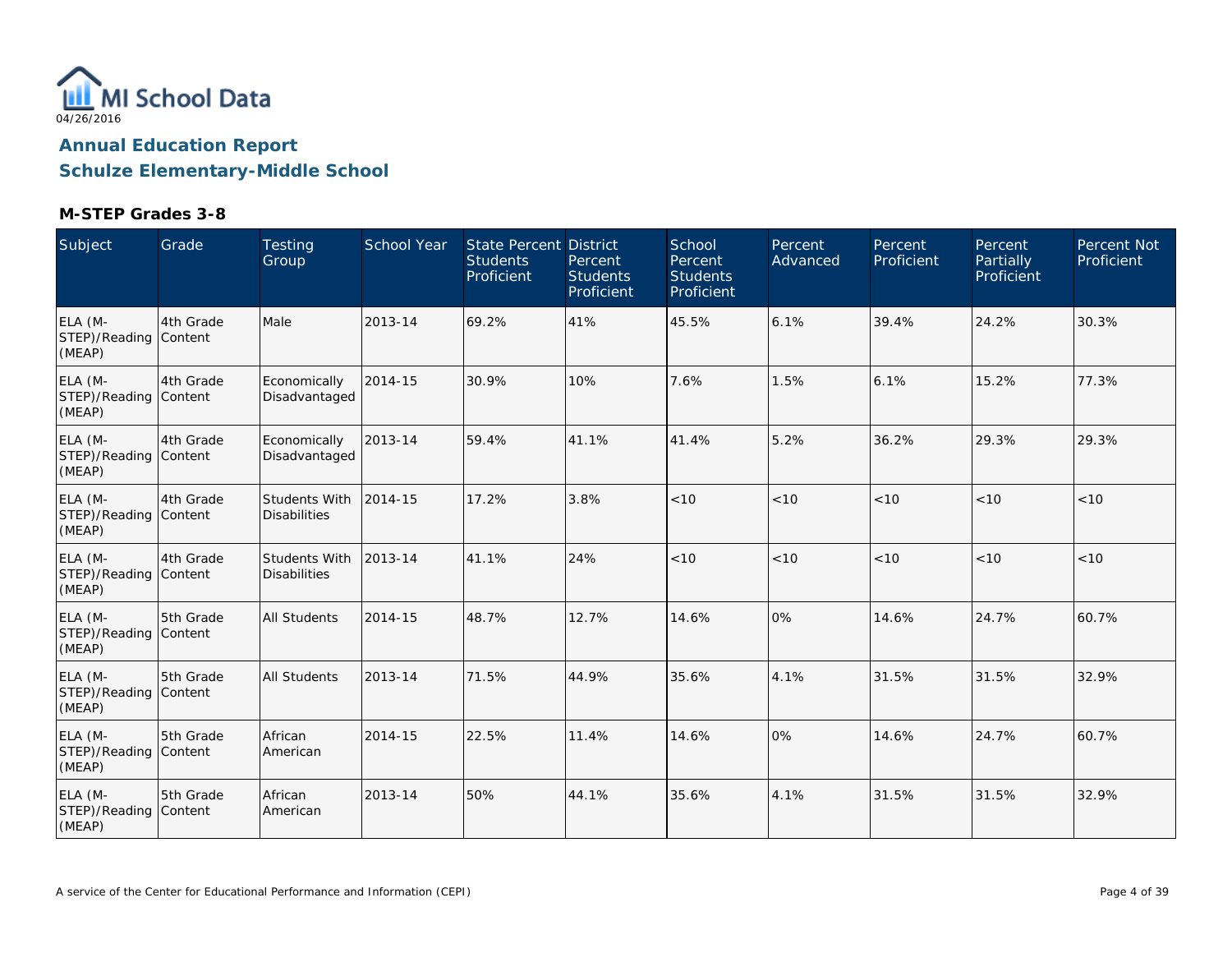MI School Data
04/26/2016

# Annual Education Report

## Schulze Elementary-Middle School

### M-STEP Grades 3-8

| Subject | Grade | Testing Group | School Year | State Percent Students Proficient | District Percent Students Proficient | School Percent Students Proficient | Percent Advanced | Percent Proficient | Percent Partially Proficient | Percent Not Proficient |
|---|---|---|---|---|---|---|---|---|---|---|
| ELA (M-STEP)/Reading (MEAP) | 4th Grade Content | Male | 2013-14 | 69.2% | 41% | 45.5% | 6.1% | 39.4% | 24.2% | 30.3% |
| ELA (M-STEP)/Reading (MEAP) | 4th Grade Content | Economically Disadvantaged | 2014-15 | 30.9% | 10% | 7.6% | 1.5% | 6.1% | 15.2% | 77.3% |
| ELA (M-STEP)/Reading (MEAP) | 4th Grade Content | Economically Disadvantaged | 2013-14 | 59.4% | 41.1% | 41.4% | 5.2% | 36.2% | 29.3% | 29.3% |
| ELA (M-STEP)/Reading (MEAP) | 4th Grade Content | Students With Disabilities | 2014-15 | 17.2% | 3.8% | <10 | <10 | <10 | <10 | <10 |
| ELA (M-STEP)/Reading (MEAP) | 4th Grade Content | Students With Disabilities | 2013-14 | 41.1% | 24% | <10 | <10 | <10 | <10 | <10 |
| ELA (M-STEP)/Reading (MEAP) | 5th Grade Content | All Students | 2014-15 | 48.7% | 12.7% | 14.6% | 0% | 14.6% | 24.7% | 60.7% |
| ELA (M-STEP)/Reading (MEAP) | 5th Grade Content | All Students | 2013-14 | 71.5% | 44.9% | 35.6% | 4.1% | 31.5% | 31.5% | 32.9% |
| ELA (M-STEP)/Reading (MEAP) | 5th Grade Content | African American | 2014-15 | 22.5% | 11.4% | 14.6% | 0% | 14.6% | 24.7% | 60.7% |
| ELA (M-STEP)/Reading (MEAP) | 5th Grade Content | African American | 2013-14 | 50% | 44.1% | 35.6% | 4.1% | 31.5% | 31.5% | 32.9% |

A service of the Center for Educational Performance and Information (CEPI)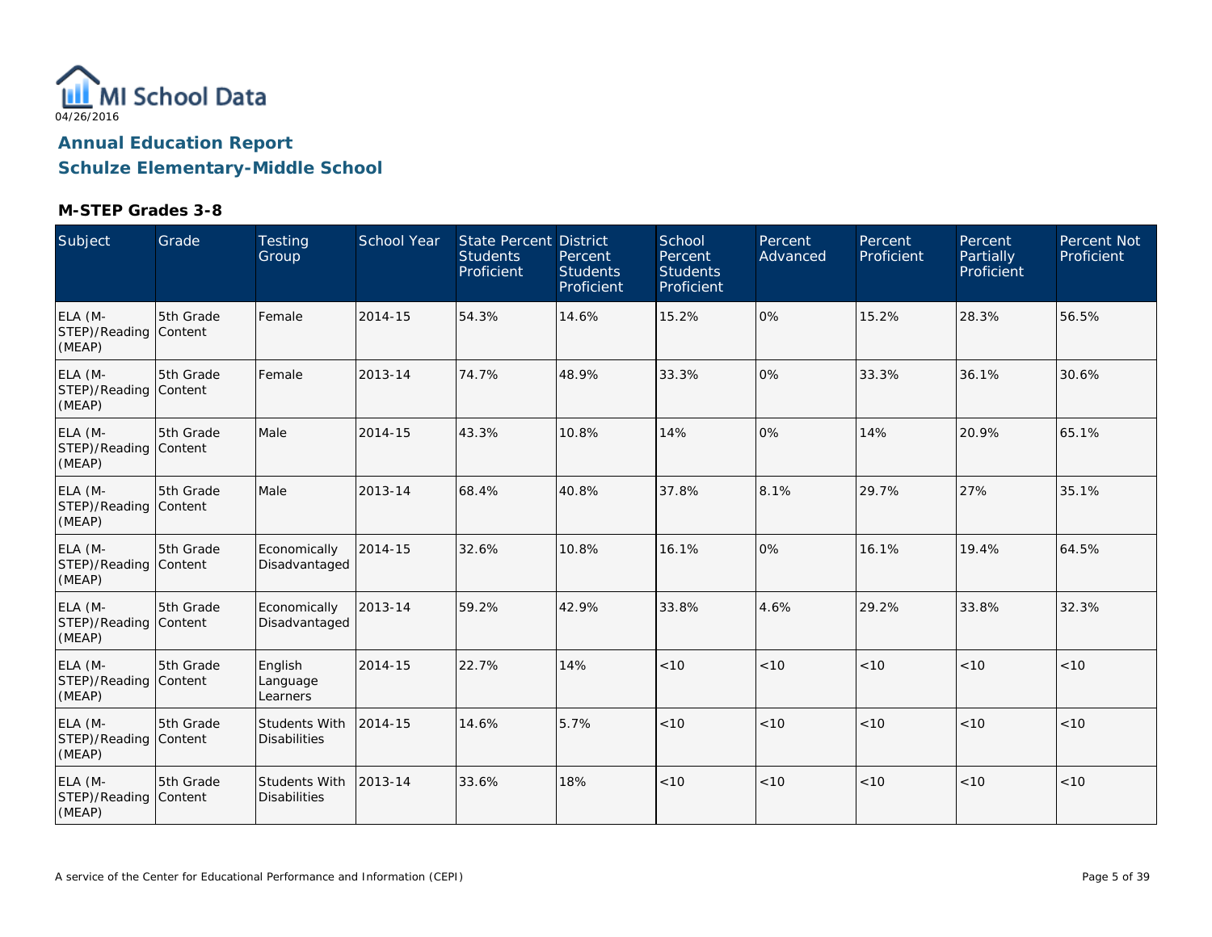MI School Data
04/26/2016

# Annual Education Report
## Schulze Elementary-Middle School

### M-STEP Grades 3-8

| Subject | Grade | Testing Group | School Year | State Percent Students Proficient | District Percent Students Proficient | School Percent Students Proficient | Percent Advanced | Percent Proficient | Percent Partially Proficient | Percent Not Proficient |
|---|---|---|---|---|---|---|---|---|---|---|
| ELA (M-STEP)/Reading (MEAP) | 5th Grade Content | Female | 2014-15 | 54.3% | 14.6% | 15.2% | 0% | 15.2% | 28.3% | 56.5% |
| ELA (M-STEP)/Reading (MEAP) | 5th Grade Content | Female | 2013-14 | 74.7% | 48.9% | 33.3% | 0% | 33.3% | 36.1% | 30.6% |
| ELA (M-STEP)/Reading (MEAP) | 5th Grade Content | Male | 2014-15 | 43.3% | 10.8% | 14% | 0% | 14% | 20.9% | 65.1% |
| ELA (M-STEP)/Reading (MEAP) | 5th Grade Content | Male | 2013-14 | 68.4% | 40.8% | 37.8% | 8.1% | 29.7% | 27% | 35.1% |
| ELA (M-STEP)/Reading (MEAP) | 5th Grade Content | Economically Disadvantaged | 2014-15 | 32.6% | 10.8% | 16.1% | 0% | 16.1% | 19.4% | 64.5% |
| ELA (M-STEP)/Reading (MEAP) | 5th Grade Content | Economically Disadvantaged | 2013-14 | 59.2% | 42.9% | 33.8% | 4.6% | 29.2% | 33.8% | 32.3% |
| ELA (M-STEP)/Reading (MEAP) | 5th Grade Content | English Language Learners | 2014-15 | 22.7% | 14% | <10 | <10 | <10 | <10 | <10 |
| ELA (M-STEP)/Reading (MEAP) | 5th Grade Content | Students With Disabilities | 2014-15 | 14.6% | 5.7% | <10 | <10 | <10 | <10 | <10 |
| ELA (M-STEP)/Reading (MEAP) | 5th Grade Content | Students With Disabilities | 2013-14 | 33.6% | 18% | <10 | <10 | <10 | <10 | <10 |

A service of the Center for Educational Performance and Information (CEPI)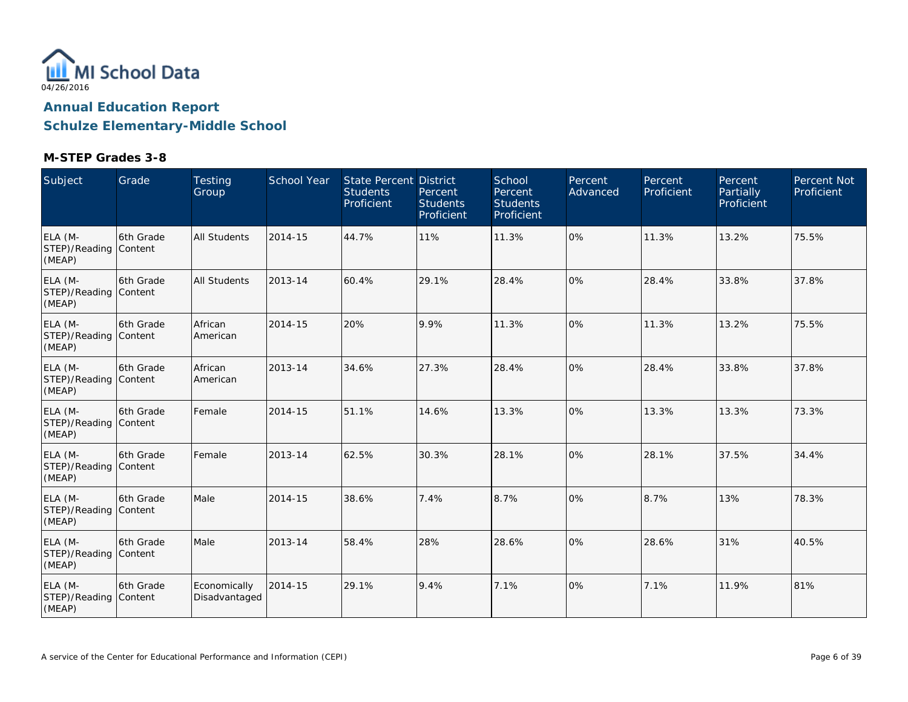MI School Data
04/26/2016

# Annual Education Report
## Schulze Elementary-Middle School

### M-STEP Grades 3-8

| Subject | Grade | Testing Group | School Year | State Percent Students Proficient | District Percent Students Proficient | School Percent Students Proficient | Percent Advanced | Percent Proficient | Percent Partially Proficient | Percent Not Proficient |
|---|---|---|---|---|---|---|---|---|---|---|
| ELA (M-STEP)/Reading (MEAP) | 6th Grade Content | All Students | 2014-15 | 44.7% | 11% | 11.3% | 0% | 11.3% | 13.2% | 75.5% |
| ELA (M-STEP)/Reading (MEAP) | 6th Grade Content | All Students | 2013-14 | 60.4% | 29.1% | 28.4% | 0% | 28.4% | 33.8% | 37.8% |
| ELA (M-STEP)/Reading (MEAP) | 6th Grade Content | African American | 2014-15 | 20% | 9.9% | 11.3% | 0% | 11.3% | 13.2% | 75.5% |
| ELA (M-STEP)/Reading (MEAP) | 6th Grade Content | African American | 2013-14 | 34.6% | 27.3% | 28.4% | 0% | 28.4% | 33.8% | 37.8% |
| ELA (M-STEP)/Reading (MEAP) | 6th Grade Content | Female | 2014-15 | 51.1% | 14.6% | 13.3% | 0% | 13.3% | 13.3% | 73.3% |
| ELA (M-STEP)/Reading (MEAP) | 6th Grade Content | Female | 2013-14 | 62.5% | 30.3% | 28.1% | 0% | 28.1% | 37.5% | 34.4% |
| ELA (M-STEP)/Reading (MEAP) | 6th Grade Content | Male | 2014-15 | 38.6% | 7.4% | 8.7% | 0% | 8.7% | 13% | 78.3% |
| ELA (M-STEP)/Reading (MEAP) | 6th Grade Content | Male | 2013-14 | 58.4% | 28% | 28.6% | 0% | 28.6% | 31% | 40.5% |
| ELA (M-STEP)/Reading (MEAP) | 6th Grade Content | Economically Disadvantaged | 2014-15 | 29.1% | 9.4% | 7.1% | 0% | 7.1% | 11.9% | 81% |

A service of the Center for Educational Performance and Information (CEPI)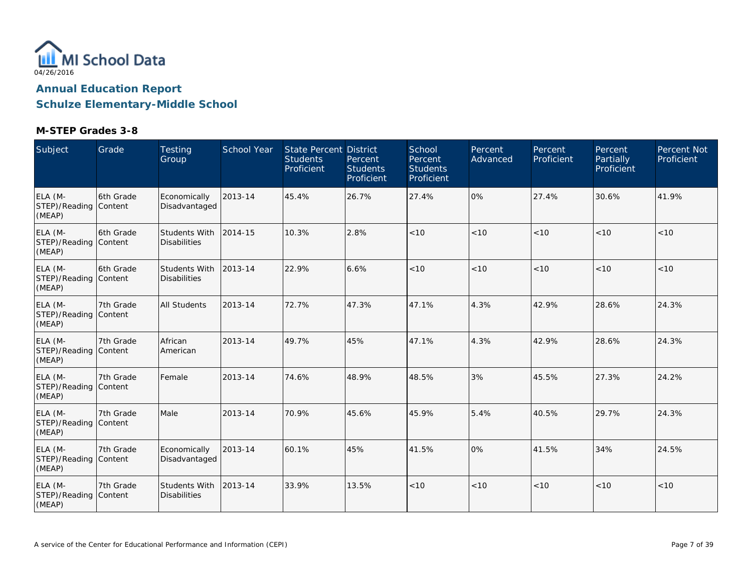# Annual Education Report

## Schulze Elementary-Middle School

### M-STEP Grades 3-8

| Subject | Grade | Testing Group | School Year | State Percent Students Proficient | District Percent Students Proficient | School Percent Students Proficient | Percent Advanced | Percent Proficient | Percent Partially Proficient | Percent Not Proficient |
|---|---|---|---|---|---|---|---|---|---|---|
| ELA (M-STEP)/Reading (MEAP) | 6th Grade Content | Economically Disadvantaged | 2013-14 | 45.4% | 26.7% | 27.4% | 0% | 27.4% | 30.6% | 41.9% |
| ELA (M-STEP)/Reading (MEAP) | 6th Grade Content | Students With Disabilities | 2014-15 | 10.3% | 2.8% | <10 | <10 | <10 | <10 | <10 |
| ELA (M-STEP)/Reading (MEAP) | 6th Grade Content | Students With Disabilities | 2013-14 | 22.9% | 6.6% | <10 | <10 | <10 | <10 | <10 |
| ELA (M-STEP)/Reading (MEAP) | 7th Grade Content | All Students | 2013-14 | 72.7% | 47.3% | 47.1% | 4.3% | 42.9% | 28.6% | 24.3% |
| ELA (M-STEP)/Reading (MEAP) | 7th Grade Content | African American | 2013-14 | 49.7% | 45% | 47.1% | 4.3% | 42.9% | 28.6% | 24.3% |
| ELA (M-STEP)/Reading (MEAP) | 7th Grade Content | Female | 2013-14 | 74.6% | 48.9% | 48.5% | 3% | 45.5% | 27.3% | 24.2% |
| ELA (M-STEP)/Reading (MEAP) | 7th Grade Content | Male | 2013-14 | 70.9% | 45.6% | 45.9% | 5.4% | 40.5% | 29.7% | 24.3% |
| ELA (M-STEP)/Reading (MEAP) | 7th Grade Content | Economically Disadvantaged | 2013-14 | 60.1% | 45% | 41.5% | 0% | 41.5% | 34% | 24.5% |
| ELA (M-STEP)/Reading (MEAP) | 7th Grade Content | Students With Disabilities | 2013-14 | 33.9% | 13.5% | <10 | <10 | <10 | <10 | <10 |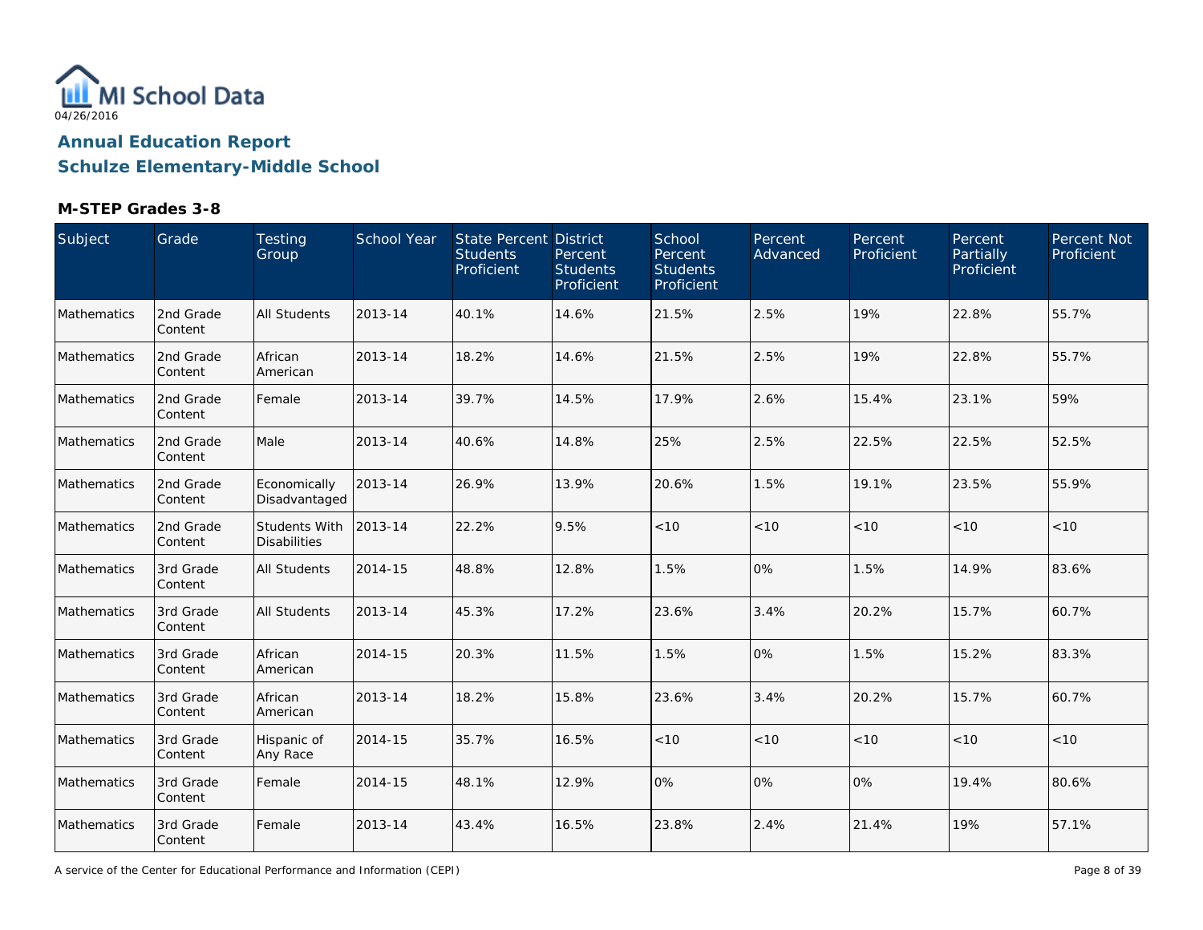MI School Data

04/26/2016

## Annual Education Report

## Schulze Elementary-Middle School

### M-STEP Grades 3-8

| Subject | Grade | Testing Group | School Year | State Percent Students Proficient | District Percent Students Proficient | School Percent Students Proficient | Percent Advanced | Percent Proficient | Percent Partially Proficient | Percent Not Proficient |
|---|---|---|---|---|---|---|---|---|---|---|
| Mathematics | 2nd Grade Content | All Students | 2013-14 | 40.1% | 14.6% | 21.5% | 2.5% | 19% | 22.8% | 55.7% |
| Mathematics | 2nd Grade Content | African American | 2013-14 | 18.2% | 14.6% | 21.5% | 2.5% | 19% | 22.8% | 55.7% |
| Mathematics | 2nd Grade Content | Female | 2013-14 | 39.7% | 14.5% | 17.9% | 2.6% | 15.4% | 23.1% | 59% |
| Mathematics | 2nd Grade Content | Male | 2013-14 | 40.6% | 14.8% | 25% | 2.5% | 22.5% | 22.5% | 52.5% |
| Mathematics | 2nd Grade Content | Economically Disadvantaged | 2013-14 | 26.9% | 13.9% | 20.6% | 1.5% | 19.1% | 23.5% | 55.9% |
| Mathematics | 2nd Grade Content | Students With Disabilities | 2013-14 | 22.2% | 9.5% | <10 | <10 | <10 | <10 | <10 |
| Mathematics | 3rd Grade Content | All Students | 2014-15 | 48.8% | 12.8% | 1.5% | 0% | 1.5% | 14.9% | 83.6% |
| Mathematics | 3rd Grade Content | All Students | 2013-14 | 45.3% | 17.2% | 23.6% | 3.4% | 20.2% | 15.7% | 60.7% |
| Mathematics | 3rd Grade Content | African American | 2014-15 | 20.3% | 11.5% | 1.5% | 0% | 1.5% | 15.2% | 83.3% |
| Mathematics | 3rd Grade Content | African American | 2013-14 | 18.2% | 15.8% | 23.6% | 3.4% | 20.2% | 15.7% | 60.7% |
| Mathematics | 3rd Grade Content | Hispanic of Any Race | 2014-15 | 35.7% | 16.5% | <10 | <10 | <10 | <10 | <10 |
| Mathematics | 3rd Grade Content | Female | 2014-15 | 48.1% | 12.9% | 0% | 0% | 0% | 19.4% | 80.6% |
| Mathematics | 3rd Grade Content | Female | 2013-14 | 43.4% | 16.5% | 23.8% | 2.4% | 21.4% | 19% | 57.1% |

A service of the Center for Educational Performance and Information (CEPI)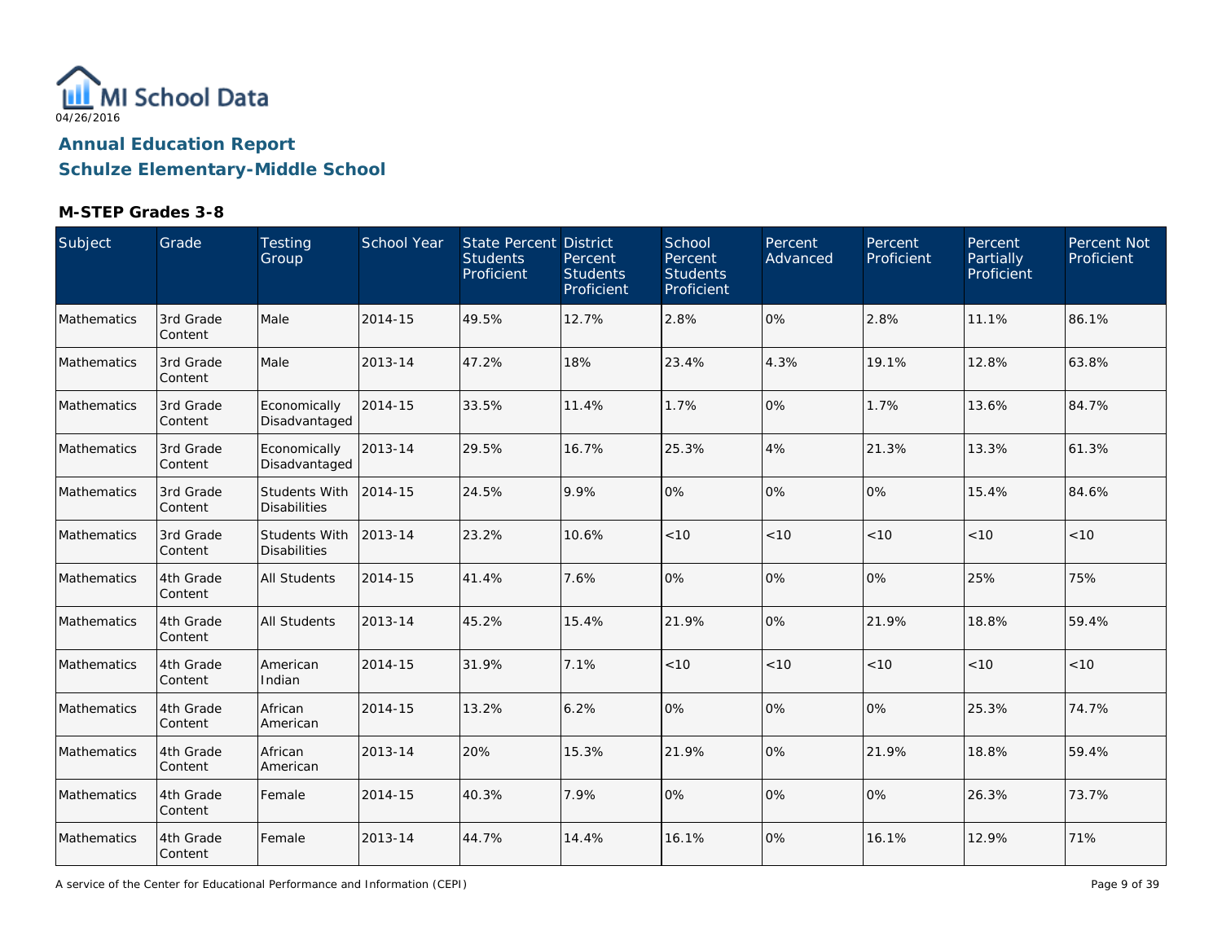MI School Data

04/26/2016

## Annual Education Report

## Schulze Elementary-Middle School

### M-STEP Grades 3-8

| Subject | Grade | Testing Group | School Year | State Percent Students Proficient | District Percent Students Proficient | School Percent Students Proficient | Percent Advanced | Percent Proficient | Percent Partially Proficient | Percent Not Proficient |
|---|---|---|---|---|---|---|---|---|---|---|
| Mathematics | 3rd Grade Content | Male | 2014-15 | 49.5% | 12.7% | 2.8% | 0% | 2.8% | 11.1% | 86.1% |
| Mathematics | 3rd Grade Content | Male | 2013-14 | 47.2% | 18% | 23.4% | 4.3% | 19.1% | 12.8% | 63.8% |
| Mathematics | 3rd Grade Content | Economically Disadvantaged | 2014-15 | 33.5% | 11.4% | 1.7% | 0% | 1.7% | 13.6% | 84.7% |
| Mathematics | 3rd Grade Content | Economically Disadvantaged | 2013-14 | 29.5% | 16.7% | 25.3% | 4% | 21.3% | 13.3% | 61.3% |
| Mathematics | 3rd Grade Content | Students With Disabilities | 2014-15 | 24.5% | 9.9% | 0% | 0% | 0% | 15.4% | 84.6% |
| Mathematics | 3rd Grade Content | Students With Disabilities | 2013-14 | 23.2% | 10.6% | <10 | <10 | <10 | <10 | <10 |
| Mathematics | 4th Grade Content | All Students | 2014-15 | 41.4% | 7.6% | 0% | 0% | 0% | 25% | 75% |
| Mathematics | 4th Grade Content | All Students | 2013-14 | 45.2% | 15.4% | 21.9% | 0% | 21.9% | 18.8% | 59.4% |
| Mathematics | 4th Grade Content | American Indian | 2014-15 | 31.9% | 7.1% | <10 | <10 | <10 | <10 | <10 |
| Mathematics | 4th Grade Content | African American | 2014-15 | 13.2% | 6.2% | 0% | 0% | 0% | 25.3% | 74.7% |
| Mathematics | 4th Grade Content | African American | 2013-14 | 20% | 15.3% | 21.9% | 0% | 21.9% | 18.8% | 59.4% |
| Mathematics | 4th Grade Content | Female | 2014-15 | 40.3% | 7.9% | 0% | 0% | 0% | 26.3% | 73.7% |
| Mathematics | 4th Grade Content | Female | 2013-14 | 44.7% | 14.4% | 16.1% | 0% | 16.1% | 12.9% | 71% |

A service of the Center for Educational Performance and Information (CEPI)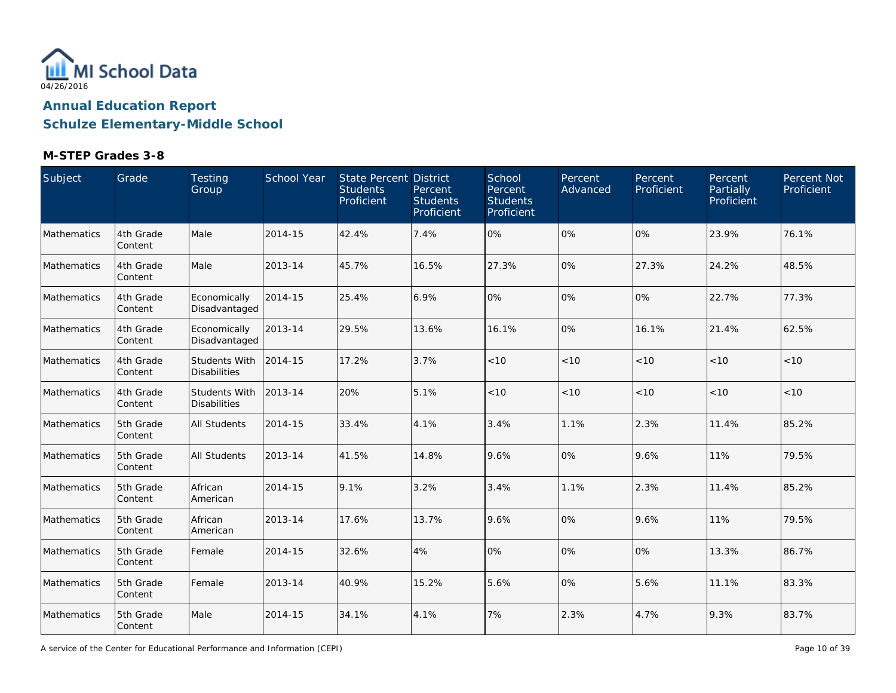MI School Data
04/26/2016

# Annual Education Report
## Schulze Elementary-Middle School

### M-STEP Grades 3-8

| Subject | Grade | Testing Group | School Year | State Percent Students Proficient | District Percent Students Proficient | School Percent Students Proficient | Percent Advanced | Percent Proficient | Percent Partially Proficient | Percent Not Proficient |
|---|---|---|---|---|---|---|---|---|---|---|
| Mathematics | 4th Grade Content | Male | 2014-15 | 42.4% | 7.4% | 0% | 0% | 0% | 23.9% | 76.1% |
| Mathematics | 4th Grade Content | Male | 2013-14 | 45.7% | 16.5% | 27.3% | 0% | 27.3% | 24.2% | 48.5% |
| Mathematics | 4th Grade Content | Economically Disadvantaged | 2014-15 | 25.4% | 6.9% | 0% | 0% | 0% | 22.7% | 77.3% |
| Mathematics | 4th Grade Content | Economically Disadvantaged | 2013-14 | 29.5% | 13.6% | 16.1% | 0% | 16.1% | 21.4% | 62.5% |
| Mathematics | 4th Grade Content | Students With Disabilities | 2014-15 | 17.2% | 3.7% | <10 | <10 | <10 | <10 | <10 |
| Mathematics | 4th Grade Content | Students With Disabilities | 2013-14 | 20% | 5.1% | <10 | <10 | <10 | <10 | <10 |
| Mathematics | 5th Grade Content | All Students | 2014-15 | 33.4% | 4.1% | 3.4% | 1.1% | 2.3% | 11.4% | 85.2% |
| Mathematics | 5th Grade Content | All Students | 2013-14 | 41.5% | 14.8% | 9.6% | 0% | 9.6% | 11% | 79.5% |
| Mathematics | 5th Grade Content | African American | 2014-15 | 9.1% | 3.2% | 3.4% | 1.1% | 2.3% | 11.4% | 85.2% |
| Mathematics | 5th Grade Content | African American | 2013-14 | 17.6% | 13.7% | 9.6% | 0% | 9.6% | 11% | 79.5% |
| Mathematics | 5th Grade Content | Female | 2014-15 | 32.6% | 4% | 0% | 0% | 0% | 13.3% | 86.7% |
| Mathematics | 5th Grade Content | Female | 2013-14 | 40.9% | 15.2% | 5.6% | 0% | 5.6% | 11.1% | 83.3% |
| Mathematics | 5th Grade Content | Male | 2014-15 | 34.1% | 4.1% | 7% | 2.3% | 4.7% | 9.3% | 83.7% |

A service of the Center for Educational Performance and Information (CEPI)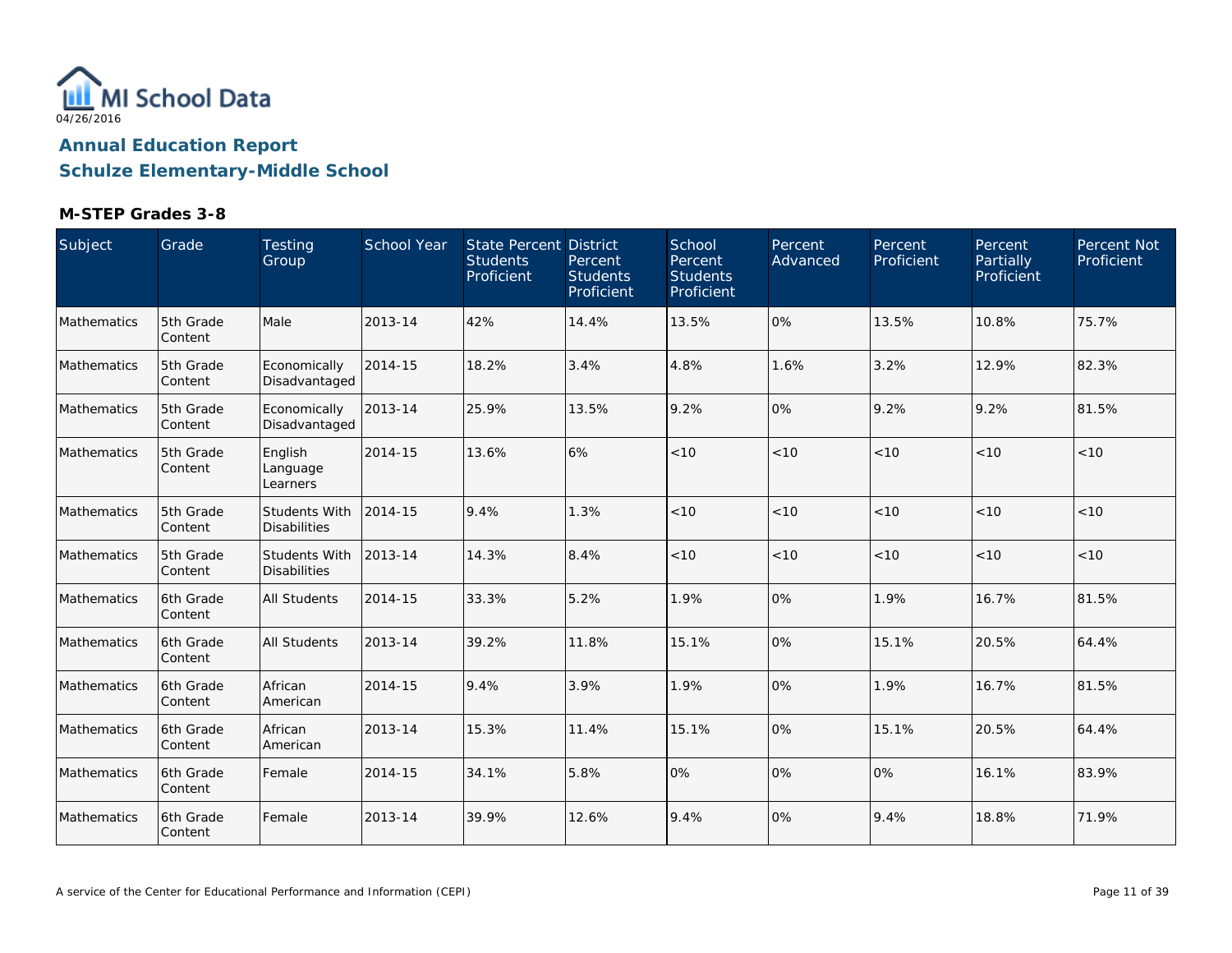MI School Data

04/26/2016

# Annual Education Report

# Schulze Elementary-Middle School

### M-STEP Grades 3-8

| Subject | Grade | Testing Group | School Year | State Percent Students Proficient | District Percent Students Proficient | School Percent Students Proficient | Percent Advanced | Percent Proficient | Percent Partially Proficient | Percent Not Proficient |
|---|---|---|---|---|---|---|---|---|---|---|
| Mathematics | 5th Grade Content | Male | 2013-14 | 42% | 14.4% | 13.5% | 0% | 13.5% | 10.8% | 75.7% |
| Mathematics | 5th Grade Content | Economically Disadvantaged | 2014-15 | 18.2% | 3.4% | 4.8% | 1.6% | 3.2% | 12.9% | 82.3% |
| Mathematics | 5th Grade Content | Economically Disadvantaged | 2013-14 | 25.9% | 13.5% | 9.2% | 0% | 9.2% | 9.2% | 81.5% |
| Mathematics | 5th Grade Content | English Language Learners | 2014-15 | 13.6% | 6% | <10 | <10 | <10 | <10 | <10 |
| Mathematics | 5th Grade Content | Students With Disabilities | 2014-15 | 9.4% | 1.3% | <10 | <10 | <10 | <10 | <10 |
| Mathematics | 5th Grade Content | Students With Disabilities | 2013-14 | 14.3% | 8.4% | <10 | <10 | <10 | <10 | <10 |
| Mathematics | 6th Grade Content | All Students | 2014-15 | 33.3% | 5.2% | 1.9% | 0% | 1.9% | 16.7% | 81.5% |
| Mathematics | 6th Grade Content | All Students | 2013-14 | 39.2% | 11.8% | 15.1% | 0% | 15.1% | 20.5% | 64.4% |
| Mathematics | 6th Grade Content | African American | 2014-15 | 9.4% | 3.9% | 1.9% | 0% | 1.9% | 16.7% | 81.5% |
| Mathematics | 6th Grade Content | African American | 2013-14 | 15.3% | 11.4% | 15.1% | 0% | 15.1% | 20.5% | 64.4% |
| Mathematics | 6th Grade Content | Female | 2014-15 | 34.1% | 5.8% | 0% | 0% | 0% | 16.1% | 83.9% |
| Mathematics | 6th Grade Content | Female | 2013-14 | 39.9% | 12.6% | 9.4% | 0% | 9.4% | 18.8% | 71.9% |

A service of the Center for Educational Performance and Information (CEPI)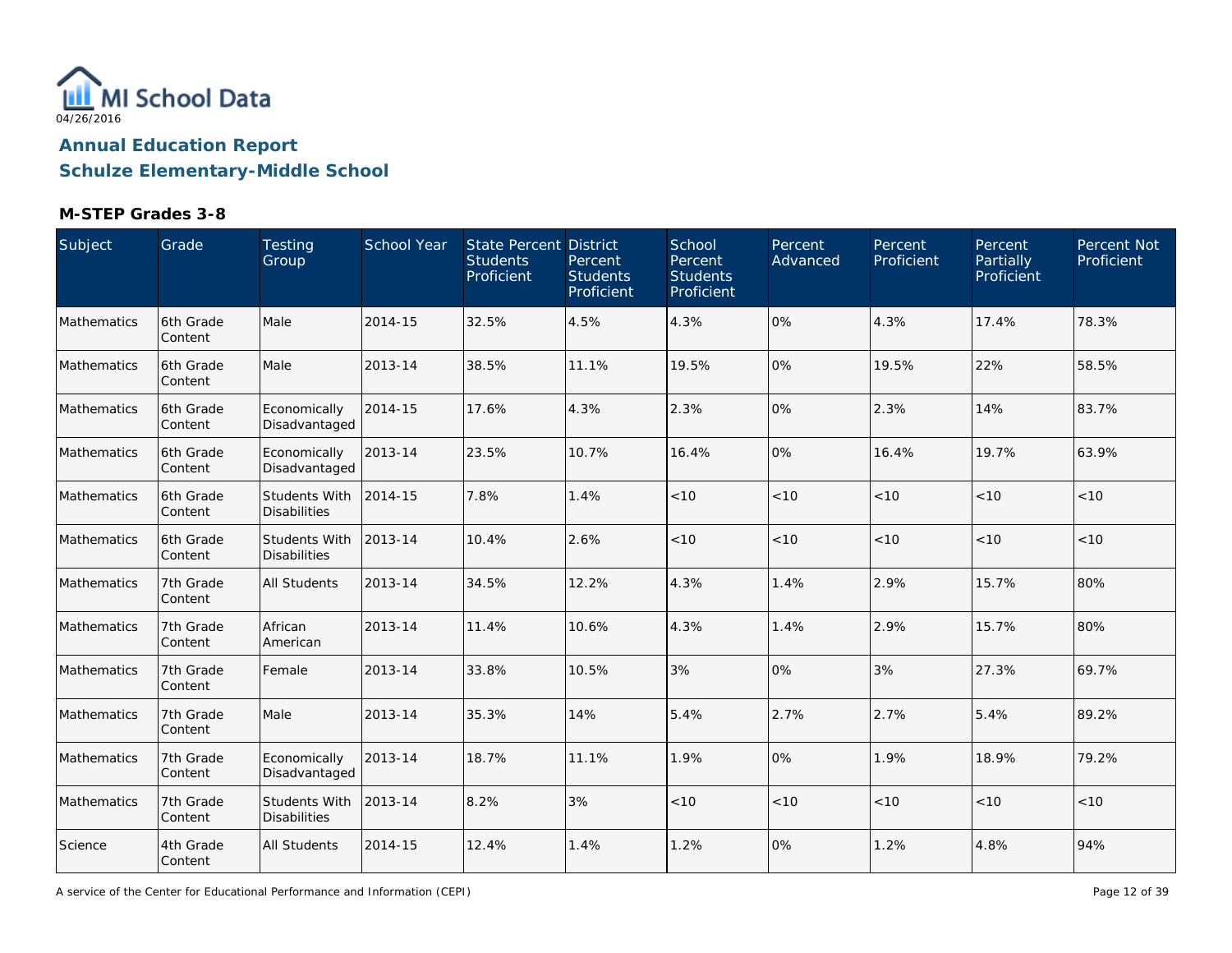04/26/2016

# Annual Education Report

## Schulze Elementary-Middle School

### M-STEP Grades 3-8

| Subject | Grade | Testing Group | School Year | State Percent Students Proficient | District Percent Students Proficient | School Percent Students Proficient | Percent Advanced | Percent Proficient | Percent Partially Proficient | Percent Not Proficient |
|---|---|---|---|---|---|---|---|---|---|---|
| Mathematics | 6th Grade Content | Male | 2014-15 | 32.5% | 4.5% | 4.3% | 0% | 4.3% | 17.4% | 78.3% |
| Mathematics | 6th Grade Content | Male | 2013-14 | 38.5% | 11.1% | 19.5% | 0% | 19.5% | 22% | 58.5% |
| Mathematics | 6th Grade Content | Economically Disadvantaged | 2014-15 | 17.6% | 4.3% | 2.3% | 0% | 2.3% | 14% | 83.7% |
| Mathematics | 6th Grade Content | Economically Disadvantaged | 2013-14 | 23.5% | 10.7% | 16.4% | 0% | 16.4% | 19.7% | 63.9% |
| Mathematics | 6th Grade Content | Students With Disabilities | 2014-15 | 7.8% | 1.4% | <10 | <10 | <10 | <10 | <10 |
| Mathematics | 6th Grade Content | Students With Disabilities | 2013-14 | 10.4% | 2.6% | <10 | <10 | <10 | <10 | <10 |
| Mathematics | 7th Grade Content | All Students | 2013-14 | 34.5% | 12.2% | 4.3% | 1.4% | 2.9% | 15.7% | 80% |
| Mathematics | 7th Grade Content | African American | 2013-14 | 11.4% | 10.6% | 4.3% | 1.4% | 2.9% | 15.7% | 80% |
| Mathematics | 7th Grade Content | Female | 2013-14 | 33.8% | 10.5% | 3% | 0% | 3% | 27.3% | 69.7% |
| Mathematics | 7th Grade Content | Male | 2013-14 | 35.3% | 14% | 5.4% | 2.7% | 2.7% | 5.4% | 89.2% |
| Mathematics | 7th Grade Content | Economically Disadvantaged | 2013-14 | 18.7% | 11.1% | 1.9% | 0% | 1.9% | 18.9% | 79.2% |
| Mathematics | 7th Grade Content | Students With Disabilities | 2013-14 | 8.2% | 3% | <10 | <10 | <10 | <10 | <10 |
| Science | 4th Grade Content | All Students | 2014-15 | 12.4% | 1.4% | 1.2% | 0% | 1.2% | 4.8% | 94% |

A service of the Center for Educational Performance and Information (CEPI)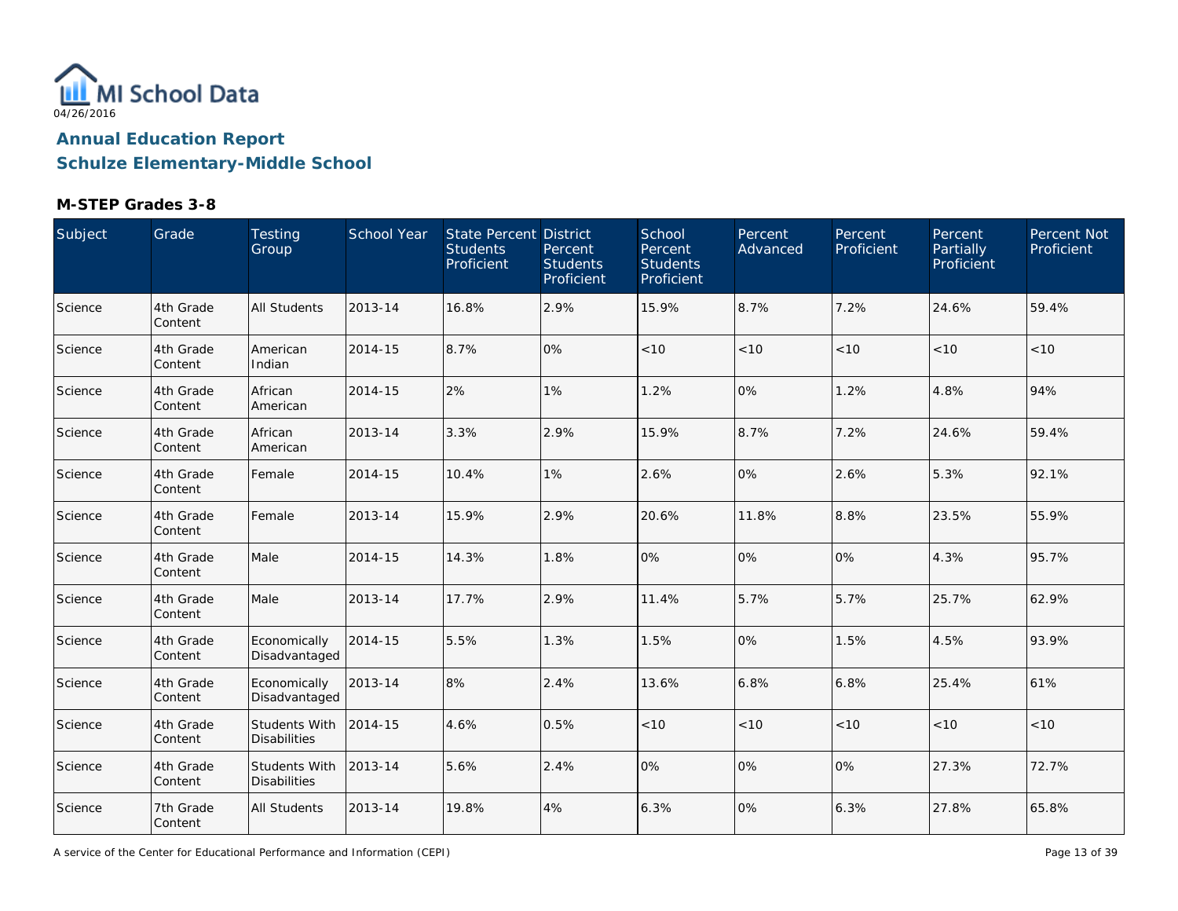MI School Data

04/26/2016

## Annual Education Report

## Schulze Elementary-Middle School

### M-STEP Grades 3-8

| Subject | Grade | Testing Group | School Year | State Percent Students Proficient | District Percent Students Proficient | School Percent Students Proficient | Percent Advanced | Percent Proficient | Percent Partially Proficient | Percent Not Proficient |
|---|---|---|---|---|---|---|---|---|---|---|
| Science | 4th Grade Content | All Students | 2013-14 | 16.8% | 2.9% | 15.9% | 8.7% | 7.2% | 24.6% | 59.4% |
| Science | 4th Grade Content | American Indian | 2014-15 | 8.7% | 0% | <10 | <10 | <10 | <10 | <10 |
| Science | 4th Grade Content | African American | 2014-15 | 2% | 1% | 1.2% | 0% | 1.2% | 4.8% | 94% |
| Science | 4th Grade Content | African American | 2013-14 | 3.3% | 2.9% | 15.9% | 8.7% | 7.2% | 24.6% | 59.4% |
| Science | 4th Grade Content | Female | 2014-15 | 10.4% | 1% | 2.6% | 0% | 2.6% | 5.3% | 92.1% |
| Science | 4th Grade Content | Female | 2013-14 | 15.9% | 2.9% | 20.6% | 11.8% | 8.8% | 23.5% | 55.9% |
| Science | 4th Grade Content | Male | 2014-15 | 14.3% | 1.8% | 0% | 0% | 0% | 4.3% | 95.7% |
| Science | 4th Grade Content | Male | 2013-14 | 17.7% | 2.9% | 11.4% | 5.7% | 5.7% | 25.7% | 62.9% |
| Science | 4th Grade Content | Economically Disadvantaged | 2014-15 | 5.5% | 1.3% | 1.5% | 0% | 1.5% | 4.5% | 93.9% |
| Science | 4th Grade Content | Economically Disadvantaged | 2013-14 | 8% | 2.4% | 13.6% | 6.8% | 6.8% | 25.4% | 61% |
| Science | 4th Grade Content | Students With Disabilities | 2014-15 | 4.6% | 0.5% | <10 | <10 | <10 | <10 | <10 |
| Science | 4th Grade Content | Students With Disabilities | 2013-14 | 5.6% | 2.4% | 0% | 0% | 0% | 27.3% | 72.7% |
| Science | 7th Grade Content | All Students | 2013-14 | 19.8% | 4% | 6.3% | 0% | 6.3% | 27.8% | 65.8% |

A service of the Center for Educational Performance and Information (CEPI)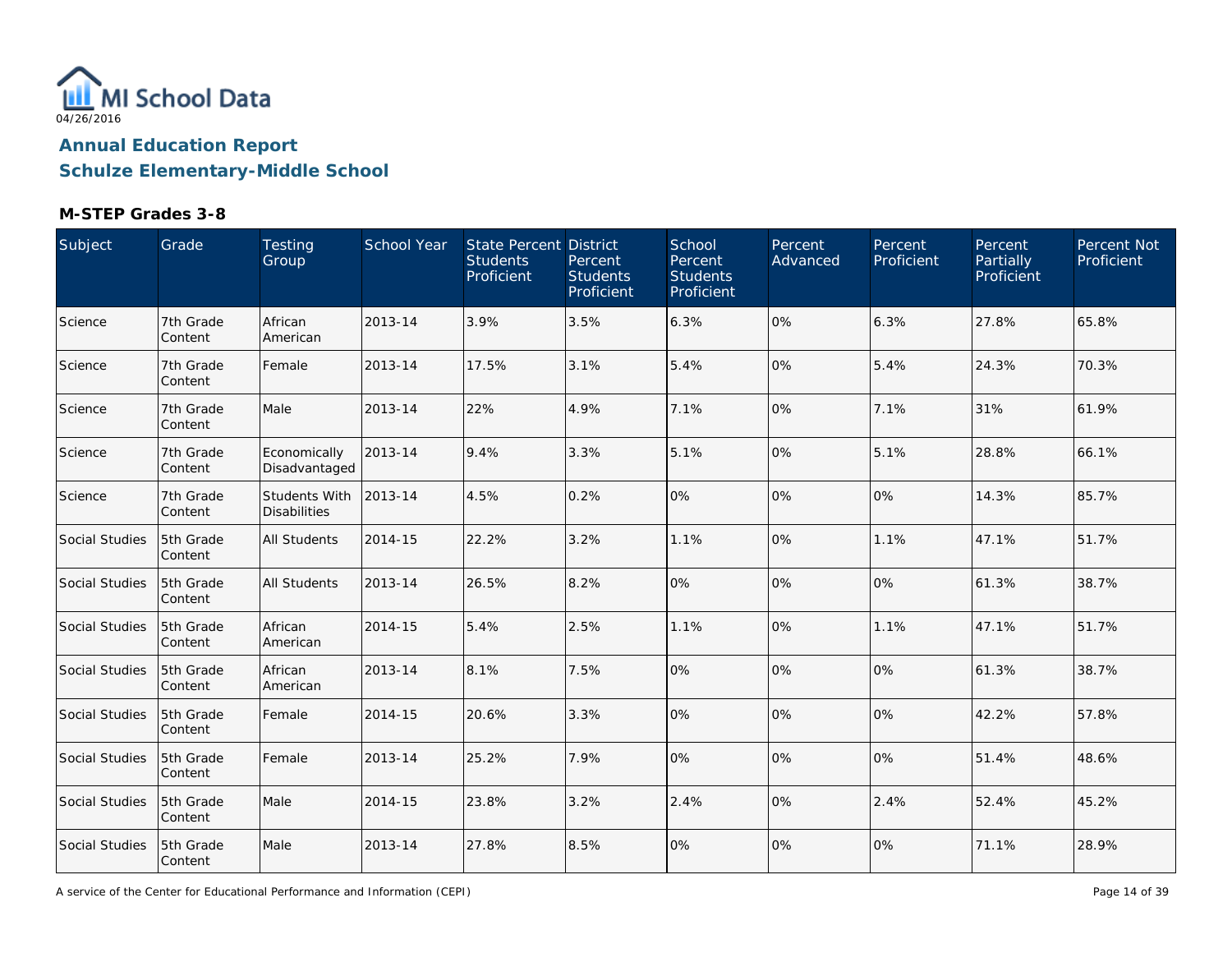MI School Data
04/26/2016

## Annual Education Report
## Schulze Elementary-Middle School

### M-STEP Grades 3-8

| Subject | Grade | Testing Group | School Year | State Percent Students Proficient | District Percent Students Proficient | School Percent Students Proficient | Percent Advanced | Percent Proficient | Percent Partially Proficient | Percent Not Proficient |
|---|---|---|---|---|---|---|---|---|---|---|
| Science | 7th Grade Content | African American | 2013-14 | 3.9% | 3.5% | 6.3% | 0% | 6.3% | 27.8% | 65.8% |
| Science | 7th Grade Content | Female | 2013-14 | 17.5% | 3.1% | 5.4% | 0% | 5.4% | 24.3% | 70.3% |
| Science | 7th Grade Content | Male | 2013-14 | 22% | 4.9% | 7.1% | 0% | 7.1% | 31% | 61.9% |
| Science | 7th Grade Content | Economically Disadvantaged | 2013-14 | 9.4% | 3.3% | 5.1% | 0% | 5.1% | 28.8% | 66.1% |
| Science | 7th Grade Content | Students With Disabilities | 2013-14 | 4.5% | 0.2% | 0% | 0% | 0% | 14.3% | 85.7% |
| Social Studies | 5th Grade Content | All Students | 2014-15 | 22.2% | 3.2% | 1.1% | 0% | 1.1% | 47.1% | 51.7% |
| Social Studies | 5th Grade Content | All Students | 2013-14 | 26.5% | 8.2% | 0% | 0% | 0% | 61.3% | 38.7% |
| Social Studies | 5th Grade Content | African American | 2014-15 | 5.4% | 2.5% | 1.1% | 0% | 1.1% | 47.1% | 51.7% |
| Social Studies | 5th Grade Content | African American | 2013-14 | 8.1% | 7.5% | 0% | 0% | 0% | 61.3% | 38.7% |
| Social Studies | 5th Grade Content | Female | 2014-15 | 20.6% | 3.3% | 0% | 0% | 0% | 42.2% | 57.8% |
| Social Studies | 5th Grade Content | Female | 2013-14 | 25.2% | 7.9% | 0% | 0% | 0% | 51.4% | 48.6% |
| Social Studies | 5th Grade Content | Male | 2014-15 | 23.8% | 3.2% | 2.4% | 0% | 2.4% | 52.4% | 45.2% |
| Social Studies | 5th Grade Content | Male | 2013-14 | 27.8% | 8.5% | 0% | 0% | 0% | 71.1% | 28.9% |

A service of the Center for Educational Performance and Information (CEPI)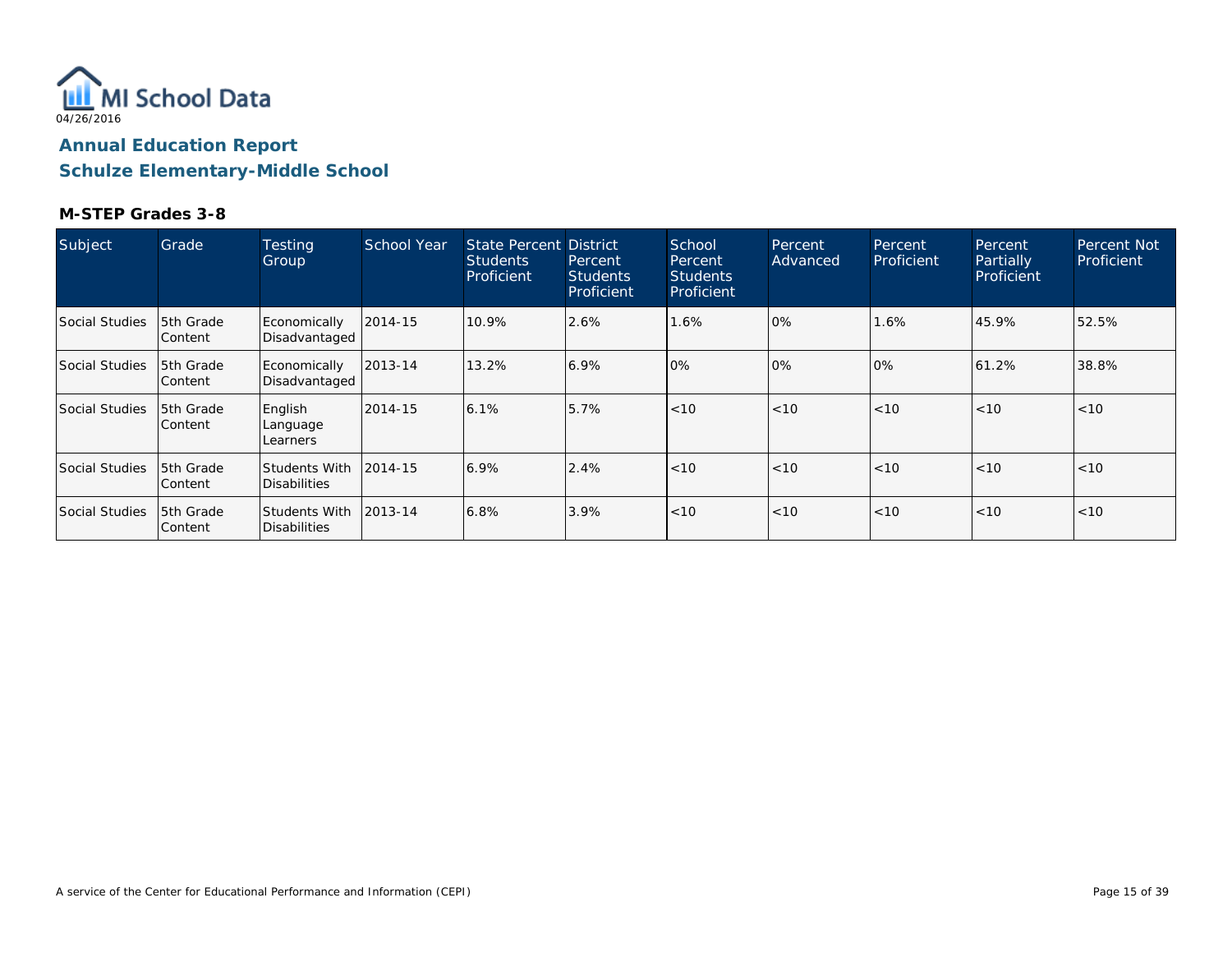MI School Data

04/26/2016

## Annual Education Report
## Schulze Elementary-Middle School

### M-STEP Grades 3-8

| Subject | Grade | Testing Group | School Year | State Percent Students Proficient | District Percent Students Proficient | School Percent Students Proficient | Percent Advanced | Percent Proficient | Percent Partially Proficient | Percent Not Proficient |
|---|---|---|---|---|---|---|---|---|---|---|
| Social Studies | 5th Grade Content | Economically Disadvantaged | 2014-15 | 10.9% | 2.6% | 1.6% | 0% | 1.6% | 45.9% | 52.5% |
| Social Studies | 5th Grade Content | Economically Disadvantaged | 2013-14 | 13.2% | 6.9% | 0% | 0% | 0% | 61.2% | 38.8% |
| Social Studies | 5th Grade Content | English Language Learners | 2014-15 | 6.1% | 5.7% | <10 | <10 | <10 | <10 | <10 |
| Social Studies | 5th Grade Content | Students With Disabilities | 2014-15 | 6.9% | 2.4% | <10 | <10 | <10 | <10 | <10 |
| Social Studies | 5th Grade Content | Students With Disabilities | 2013-14 | 6.8% | 3.9% | <10 | <10 | <10 | <10 | <10 |

A service of the Center for Educational Performance and Information (CEPI)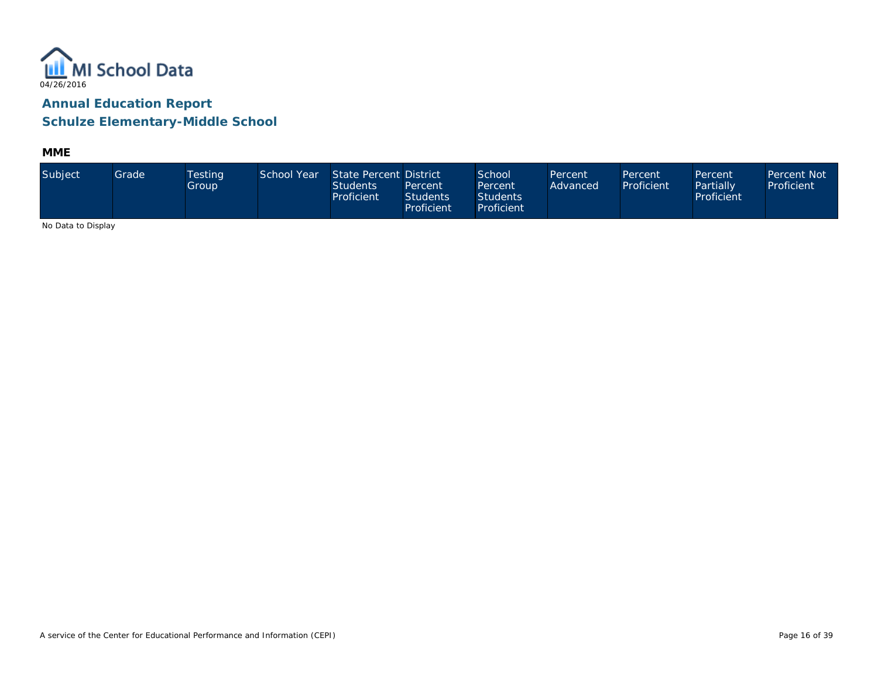MI School Data

04/26/2016

# Annual Education Report
## Schulze Elementary-Middle School

### MME

| Subject | Grade | Testing Group | School Year | State Percent Students Proficient | District Percent Students Proficient | School Percent Students Proficient | Percent Advanced | Percent Proficient | Percent Partially Proficient | Percent Not Proficient |
|---|---|---|---|---|---|---|---|---|---|---|

No Data to Display

A service of the Center for Educational Performance and Information (CEPI)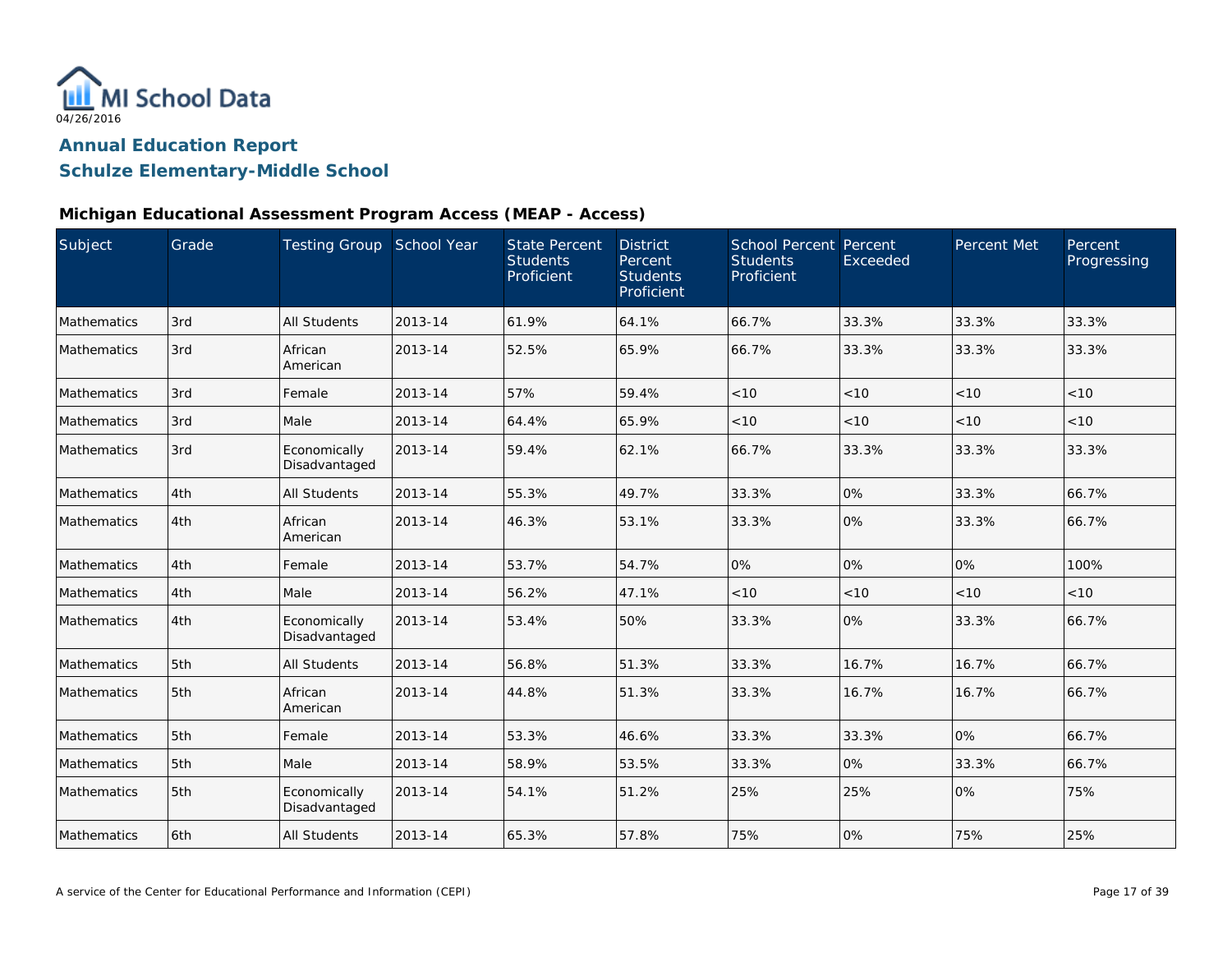MI School Data
04/26/2016

# Annual Education Report

## Schulze Elementary-Middle School

### Michigan Educational Assessment Program Access (MEAP - Access)

| Subject | Grade | Testing Group | School Year | State Percent Students Proficient | District Percent Students Proficient | School Percent Students Proficient | Percent Exceeded | Percent Met | Percent Progressing |
|---|---|---|---|---|---|---|---|---|---|
| Mathematics | 3rd | All Students | 2013-14 | 61.9% | 64.1% | 66.7% | 33.3% | 33.3% | 33.3% |
| Mathematics | 3rd | African American | 2013-14 | 52.5% | 65.9% | 66.7% | 33.3% | 33.3% | 33.3% |
| Mathematics | 3rd | Female | 2013-14 | 57% | 59.4% | <10 | <10 | <10 | <10 |
| Mathematics | 3rd | Male | 2013-14 | 64.4% | 65.9% | <10 | <10 | <10 | <10 |
| Mathematics | 3rd | Economically Disadvantaged | 2013-14 | 59.4% | 62.1% | 66.7% | 33.3% | 33.3% | 33.3% |
| Mathematics | 4th | All Students | 2013-14 | 55.3% | 49.7% | 33.3% | 0% | 33.3% | 66.7% |
| Mathematics | 4th | African American | 2013-14 | 46.3% | 53.1% | 33.3% | 0% | 33.3% | 66.7% |
| Mathematics | 4th | Female | 2013-14 | 53.7% | 54.7% | 0% | 0% | 0% | 100% |
| Mathematics | 4th | Male | 2013-14 | 56.2% | 47.1% | <10 | <10 | <10 | <10 |
| Mathematics | 4th | Economically Disadvantaged | 2013-14 | 53.4% | 50% | 33.3% | 0% | 33.3% | 66.7% |
| Mathematics | 5th | All Students | 2013-14 | 56.8% | 51.3% | 33.3% | 16.7% | 16.7% | 66.7% |
| Mathematics | 5th | African American | 2013-14 | 44.8% | 51.3% | 33.3% | 16.7% | 16.7% | 66.7% |
| Mathematics | 5th | Female | 2013-14 | 53.3% | 46.6% | 33.3% | 33.3% | 0% | 66.7% |
| Mathematics | 5th | Male | 2013-14 | 58.9% | 53.5% | 33.3% | 0% | 33.3% | 66.7% |
| Mathematics | 5th | Economically Disadvantaged | 2013-14 | 54.1% | 51.2% | 25% | 25% | 0% | 75% |
| Mathematics | 6th | All Students | 2013-14 | 65.3% | 57.8% | 75% | 0% | 75% | 25% |

A service of the Center for Educational Performance and Information (CEPI)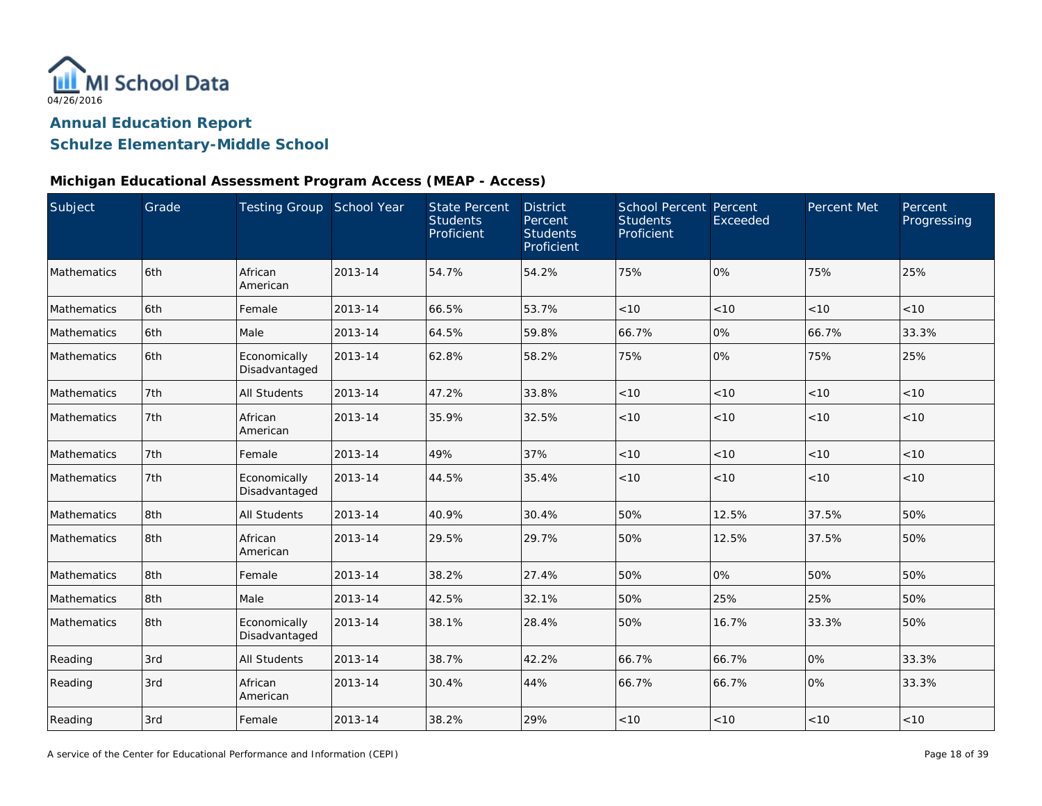MI School Data

04/26/2016

## Annual Education Report

## Schulze Elementary-Middle School

### Michigan Educational Assessment Program Access (MEAP - Access)

| Subject | Grade | Testing Group | School Year | State Percent Students Proficient | District Percent Students Proficient | School Percent Students Proficient | Percent Exceeded | Percent Met | Percent Progressing |
|---|---|---|---|---|---|---|---|---|---|
| Mathematics | 6th | African American | 2013-14 | 54.7% | 54.2% | 75% | 0% | 75% | 25% |
| Mathematics | 6th | Female | 2013-14 | 66.5% | 53.7% | <10 | <10 | <10 | <10 |
| Mathematics | 6th | Male | 2013-14 | 64.5% | 59.8% | 66.7% | 0% | 66.7% | 33.3% |
| Mathematics | 6th | Economically Disadvantaged | 2013-14 | 62.8% | 58.2% | 75% | 0% | 75% | 25% |
| Mathematics | 7th | All Students | 2013-14 | 47.2% | 33.8% | <10 | <10 | <10 | <10 |
| Mathematics | 7th | African American | 2013-14 | 35.9% | 32.5% | <10 | <10 | <10 | <10 |
| Mathematics | 7th | Female | 2013-14 | 49% | 37% | <10 | <10 | <10 | <10 |
| Mathematics | 7th | Economically Disadvantaged | 2013-14 | 44.5% | 35.4% | <10 | <10 | <10 | <10 |
| Mathematics | 8th | All Students | 2013-14 | 40.9% | 30.4% | 50% | 12.5% | 37.5% | 50% |
| Mathematics | 8th | African American | 2013-14 | 29.5% | 29.7% | 50% | 12.5% | 37.5% | 50% |
| Mathematics | 8th | Female | 2013-14 | 38.2% | 27.4% | 50% | 0% | 50% | 50% |
| Mathematics | 8th | Male | 2013-14 | 42.5% | 32.1% | 50% | 25% | 25% | 50% |
| Mathematics | 8th | Economically Disadvantaged | 2013-14 | 38.1% | 28.4% | 50% | 16.7% | 33.3% | 50% |
| Reading | 3rd | All Students | 2013-14 | 38.7% | 42.2% | 66.7% | 66.7% | 0% | 33.3% |
| Reading | 3rd | African American | 2013-14 | 30.4% | 44% | 66.7% | 66.7% | 0% | 33.3% |
| Reading | 3rd | Female | 2013-14 | 38.2% | 29% | <10 | <10 | <10 | <10 |

A service of the Center for Educational Performance and Information (CEPI)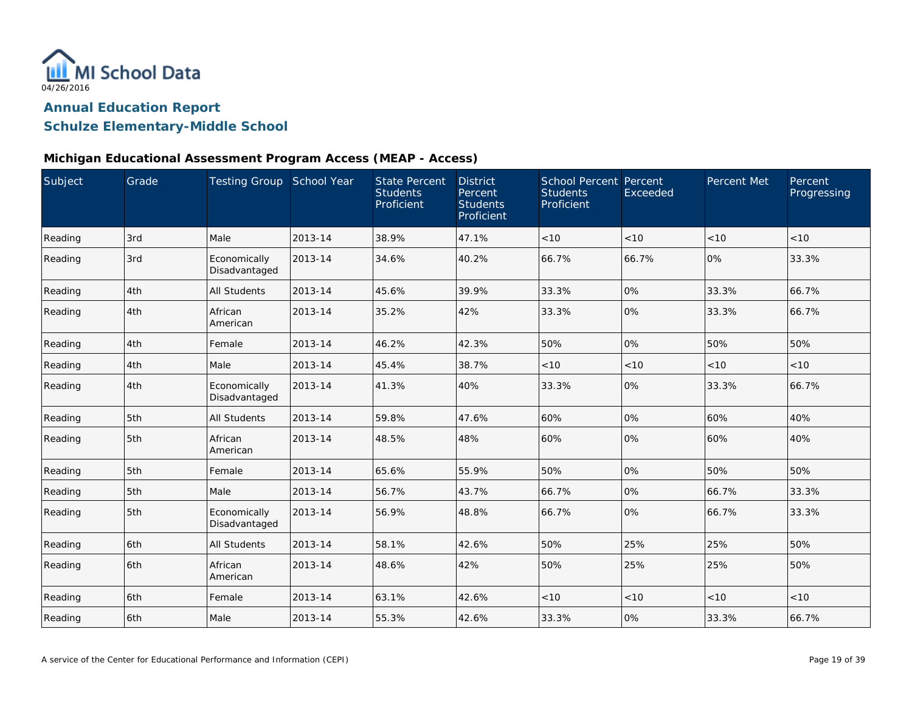MI School Data

04/26/2016

## Annual Education Report

## Schulze Elementary-Middle School

### Michigan Educational Assessment Program Access (MEAP - Access)

| Subject | Grade | Testing Group | School Year | State Percent Students Proficient | District Percent Students Proficient | School Percent Students Proficient | Percent Exceeded | Percent Met | Percent Progressing |
|---|---|---|---|---|---|---|---|---|---|
| Reading | 3rd | Male | 2013-14 | 38.9% | 47.1% | <10 | <10 | <10 | <10 |
| Reading | 3rd | Economically Disadvantaged | 2013-14 | 34.6% | 40.2% | 66.7% | 66.7% | 0% | 33.3% |
| Reading | 4th | All Students | 2013-14 | 45.6% | 39.9% | 33.3% | 0% | 33.3% | 66.7% |
| Reading | 4th | African American | 2013-14 | 35.2% | 42% | 33.3% | 0% | 33.3% | 66.7% |
| Reading | 4th | Female | 2013-14 | 46.2% | 42.3% | 50% | 0% | 50% | 50% |
| Reading | 4th | Male | 2013-14 | 45.4% | 38.7% | <10 | <10 | <10 | <10 |
| Reading | 4th | Economically Disadvantaged | 2013-14 | 41.3% | 40% | 33.3% | 0% | 33.3% | 66.7% |
| Reading | 5th | All Students | 2013-14 | 59.8% | 47.6% | 60% | 0% | 60% | 40% |
| Reading | 5th | African American | 2013-14 | 48.5% | 48% | 60% | 0% | 60% | 40% |
| Reading | 5th | Female | 2013-14 | 65.6% | 55.9% | 50% | 0% | 50% | 50% |
| Reading | 5th | Male | 2013-14 | 56.7% | 43.7% | 66.7% | 0% | 66.7% | 33.3% |
| Reading | 5th | Economically Disadvantaged | 2013-14 | 56.9% | 48.8% | 66.7% | 0% | 66.7% | 33.3% |
| Reading | 6th | All Students | 2013-14 | 58.1% | 42.6% | 50% | 25% | 25% | 50% |
| Reading | 6th | African American | 2013-14 | 48.6% | 42% | 50% | 25% | 25% | 50% |
| Reading | 6th | Female | 2013-14 | 63.1% | 42.6% | <10 | <10 | <10 | <10 |
| Reading | 6th | Male | 2013-14 | 55.3% | 42.6% | 33.3% | 0% | 33.3% | 66.7% |

A service of the Center for Educational Performance and Information (CEPI)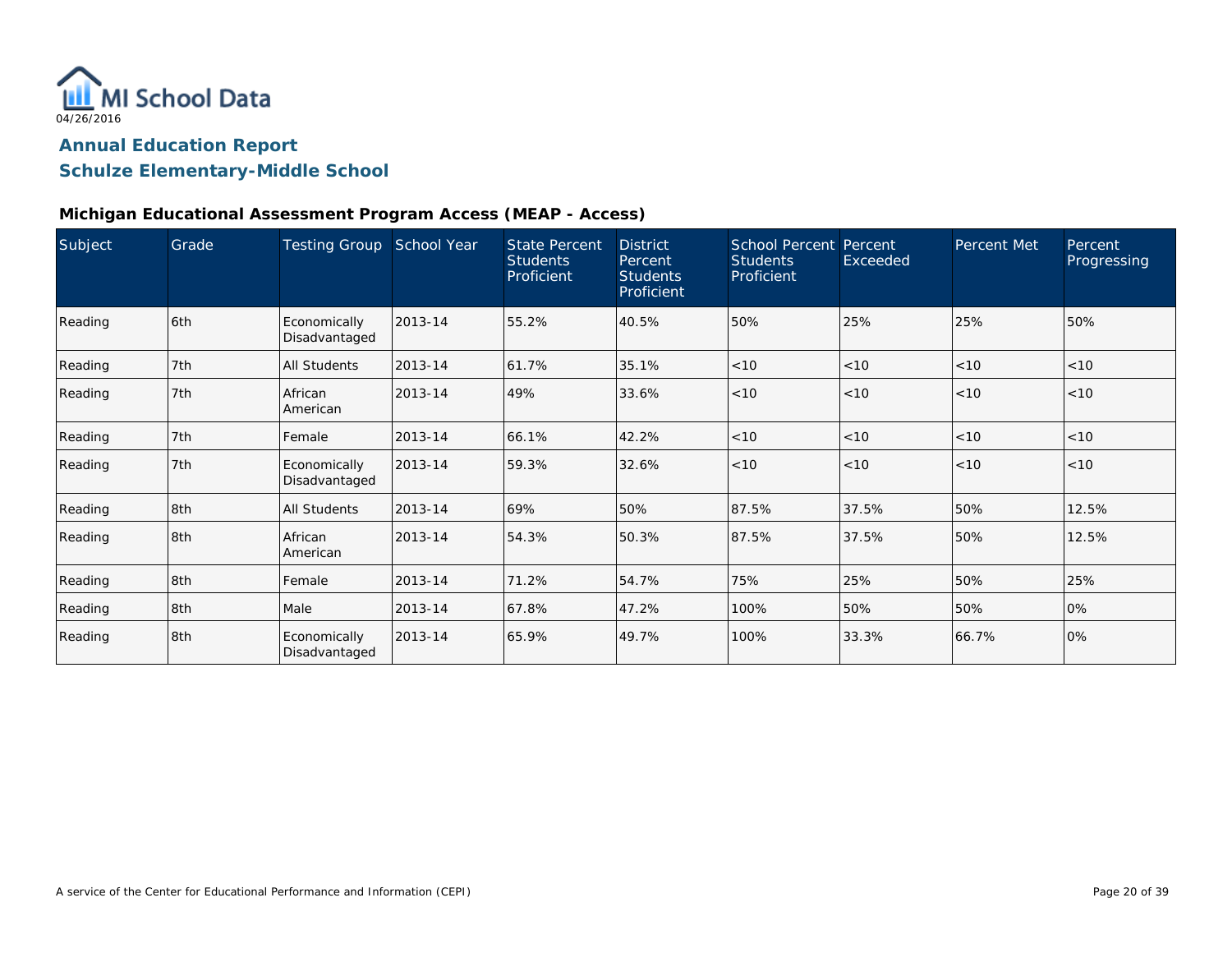MI School Data

04/26/2016

# Annual Education Report

## Schulze Elementary-Middle School

### Michigan Educational Assessment Program Access (MEAP - Access)

| Subject | Grade | Testing Group | School Year | State Percent Students Proficient | District Percent Students Proficient | School Percent Students Proficient | Percent Exceeded | Percent Met | Percent Progressing |
|---|---|---|---|---|---|---|---|---|---|
| Reading | 6th | Economically Disadvantaged | 2013-14 | 55.2% | 40.5% | 50% | 25% | 25% | 50% |
| Reading | 7th | All Students | 2013-14 | 61.7% | 35.1% | <10 | <10 | <10 | <10 |
| Reading | 7th | African American | 2013-14 | 49% | 33.6% | <10 | <10 | <10 | <10 |
| Reading | 7th | Female | 2013-14 | 66.1% | 42.2% | <10 | <10 | <10 | <10 |
| Reading | 7th | Economically Disadvantaged | 2013-14 | 59.3% | 32.6% | <10 | <10 | <10 | <10 |
| Reading | 8th | All Students | 2013-14 | 69% | 50% | 87.5% | 37.5% | 50% | 12.5% |
| Reading | 8th | African American | 2013-14 | 54.3% | 50.3% | 87.5% | 37.5% | 50% | 12.5% |
| Reading | 8th | Female | 2013-14 | 71.2% | 54.7% | 75% | 25% | 50% | 25% |
| Reading | 8th | Male | 2013-14 | 67.8% | 47.2% | 100% | 50% | 50% | 0% |
| Reading | 8th | Economically Disadvantaged | 2013-14 | 65.9% | 49.7% | 100% | 33.3% | 66.7% | 0% |

A service of the Center for Educational Performance and Information (CEPI)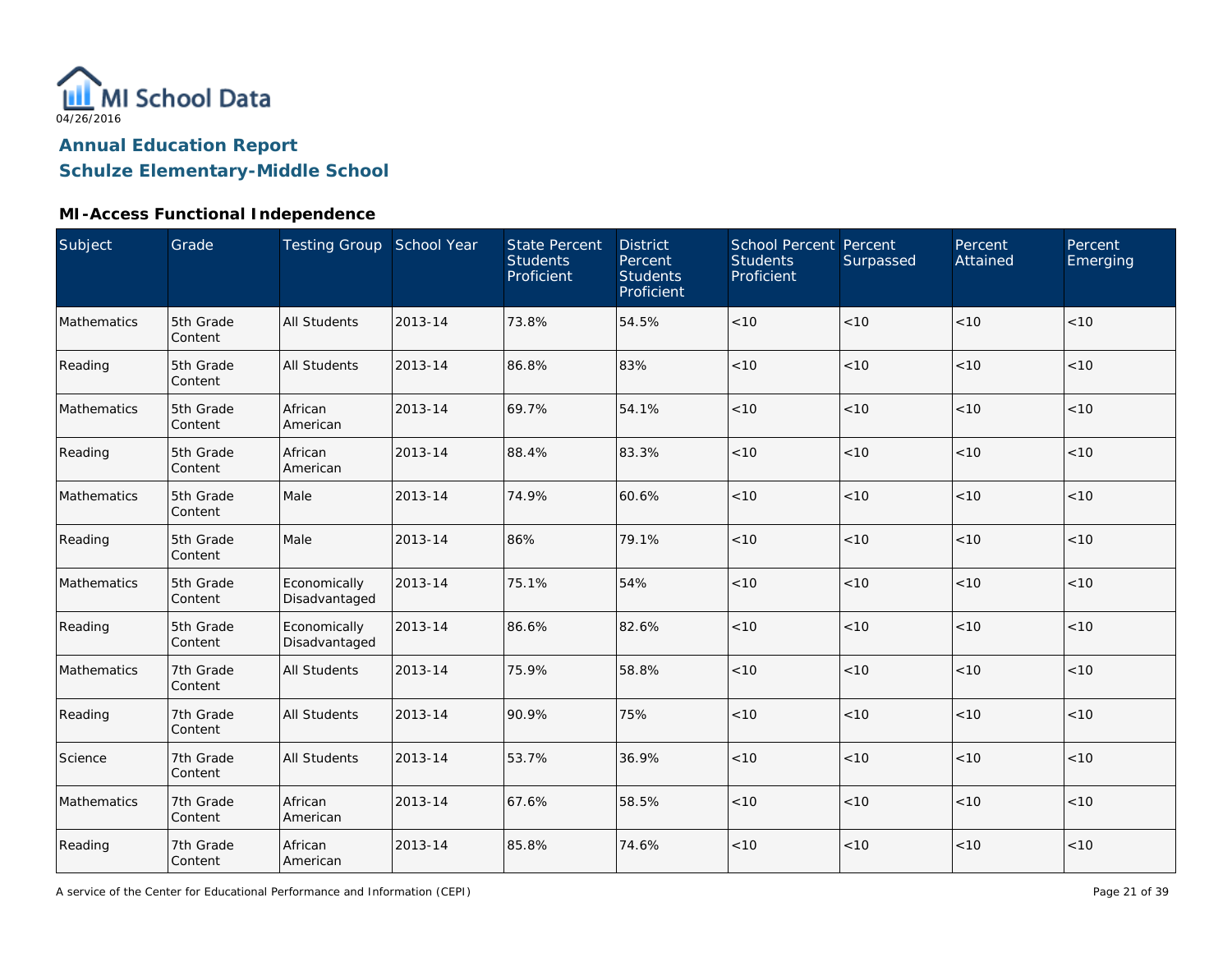MI School Data

04/26/2016

## Annual Education Report

## Schulze Elementary-Middle School

### MI-Access Functional Independence

| Subject | Grade | Testing Group | School Year | State Percent Students Proficient | District Percent Students Proficient | School Percent Students Proficient | Percent Surpassed | Percent Attained | Percent Emerging |
|---|---|---|---|---|---|---|---|---|---|
| Mathematics | 5th Grade Content | All Students | 2013-14 | 73.8% | 54.5% | <10 | <10 | <10 | <10 |
| Reading | 5th Grade Content | All Students | 2013-14 | 86.8% | 83% | <10 | <10 | <10 | <10 |
| Mathematics | 5th Grade Content | African American | 2013-14 | 69.7% | 54.1% | <10 | <10 | <10 | <10 |
| Reading | 5th Grade Content | African American | 2013-14 | 88.4% | 83.3% | <10 | <10 | <10 | <10 |
| Mathematics | 5th Grade Content | Male | 2013-14 | 74.9% | 60.6% | <10 | <10 | <10 | <10 |
| Reading | 5th Grade Content | Male | 2013-14 | 86% | 79.1% | <10 | <10 | <10 | <10 |
| Mathematics | 5th Grade Content | Economically Disadvantaged | 2013-14 | 75.1% | 54% | <10 | <10 | <10 | <10 |
| Reading | 5th Grade Content | Economically Disadvantaged | 2013-14 | 86.6% | 82.6% | <10 | <10 | <10 | <10 |
| Mathematics | 7th Grade Content | All Students | 2013-14 | 75.9% | 58.8% | <10 | <10 | <10 | <10 |
| Reading | 7th Grade Content | All Students | 2013-14 | 90.9% | 75% | <10 | <10 | <10 | <10 |
| Science | 7th Grade Content | All Students | 2013-14 | 53.7% | 36.9% | <10 | <10 | <10 | <10 |
| Mathematics | 7th Grade Content | African American | 2013-14 | 67.6% | 58.5% | <10 | <10 | <10 | <10 |
| Reading | 7th Grade Content | African American | 2013-14 | 85.8% | 74.6% | <10 | <10 | <10 | <10 |

A service of the Center for Educational Performance and Information (CEPI)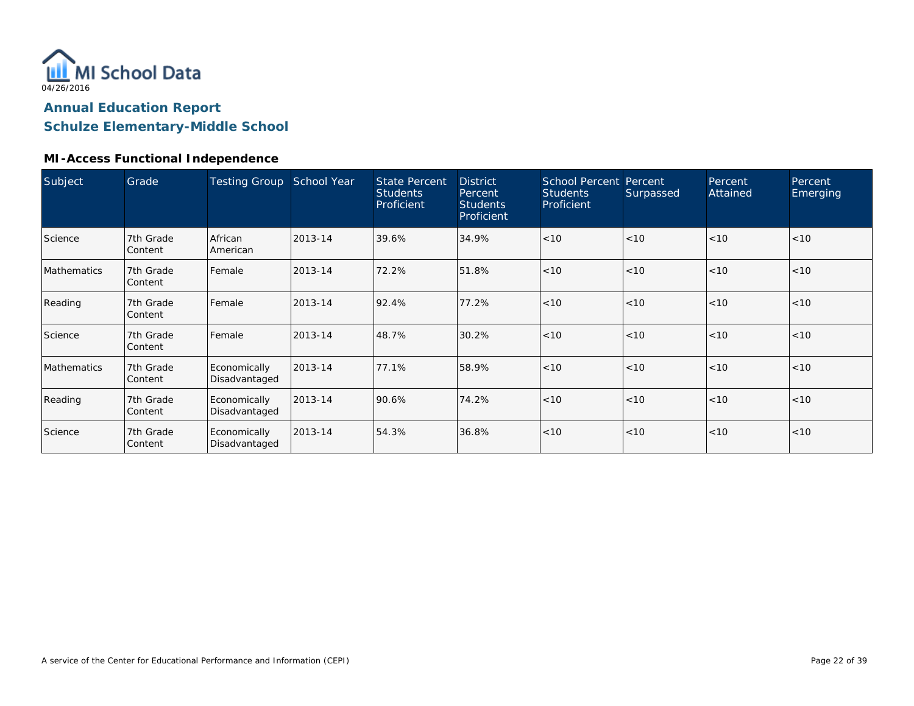MI School Data

04/26/2016

# Annual Education Report
## Schulze Elementary-Middle School

### MI-Access Functional Independence

| Subject | Grade | Testing Group | School Year | State Percent Students Proficient | District Percent Students Proficient | School Percent Students Proficient | Percent Surpassed | Percent Attained | Percent Emerging |
| --- | --- | --- | --- | --- | --- | --- | --- | --- | --- |
| Science | 7th Grade Content | African American | 2013-14 | 39.6% | 34.9% | <10 | <10 | <10 | <10 |
| Mathematics | 7th Grade Content | Female | 2013-14 | 72.2% | 51.8% | <10 | <10 | <10 | <10 |
| Reading | 7th Grade Content | Female | 2013-14 | 92.4% | 77.2% | <10 | <10 | <10 | <10 |
| Science | 7th Grade Content | Female | 2013-14 | 48.7% | 30.2% | <10 | <10 | <10 | <10 |
| Mathematics | 7th Grade Content | Economically Disadvantaged | 2013-14 | 77.1% | 58.9% | <10 | <10 | <10 | <10 |
| Reading | 7th Grade Content | Economically Disadvantaged | 2013-14 | 90.6% | 74.2% | <10 | <10 | <10 | <10 |
| Science | 7th Grade Content | Economically Disadvantaged | 2013-14 | 54.3% | 36.8% | <10 | <10 | <10 | <10 |

A service of the Center for Educational Performance and Information (CEPI)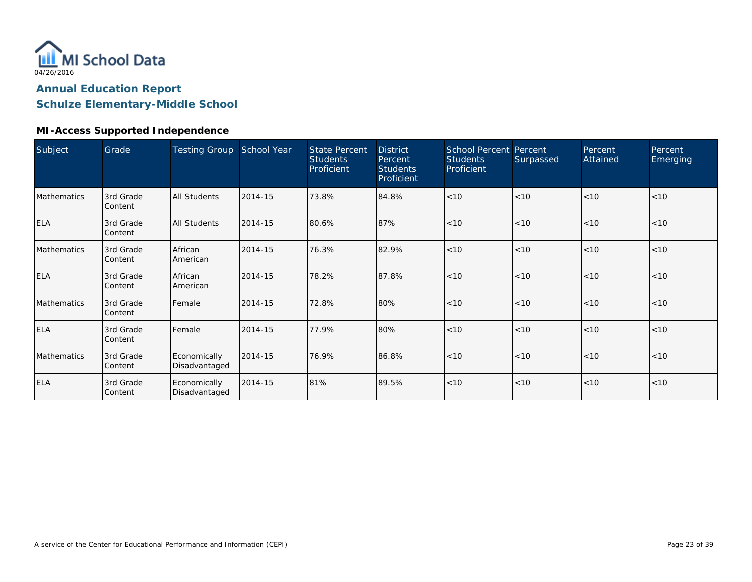MI School Data

04/26/2016

## Annual Education Report

## Schulze Elementary-Middle School

### MI-Access Supported Independence

| Subject | Grade | Testing Group | School Year | State Percent Students Proficient | District Percent Students Proficient | School Percent Students Proficient | Percent Surpassed | Percent Attained | Percent Emerging |
|---|---|---|---|---|---|---|---|---|---|
| Mathematics | 3rd Grade Content | All Students | 2014-15 | 73.8% | 84.8% | <10 | <10 | <10 | <10 |
| ELA | 3rd Grade Content | All Students | 2014-15 | 80.6% | 87% | <10 | <10 | <10 | <10 |
| Mathematics | 3rd Grade Content | African American | 2014-15 | 76.3% | 82.9% | <10 | <10 | <10 | <10 |
| ELA | 3rd Grade Content | African American | 2014-15 | 78.2% | 87.8% | <10 | <10 | <10 | <10 |
| Mathematics | 3rd Grade Content | Female | 2014-15 | 72.8% | 80% | <10 | <10 | <10 | <10 |
| ELA | 3rd Grade Content | Female | 2014-15 | 77.9% | 80% | <10 | <10 | <10 | <10 |
| Mathematics | 3rd Grade Content | Economically Disadvantaged | 2014-15 | 76.9% | 86.8% | <10 | <10 | <10 | <10 |
| ELA | 3rd Grade Content | Economically Disadvantaged | 2014-15 | 81% | 89.5% | <10 | <10 | <10 | <10 |

A service of the Center for Educational Performance and Information (CEPI)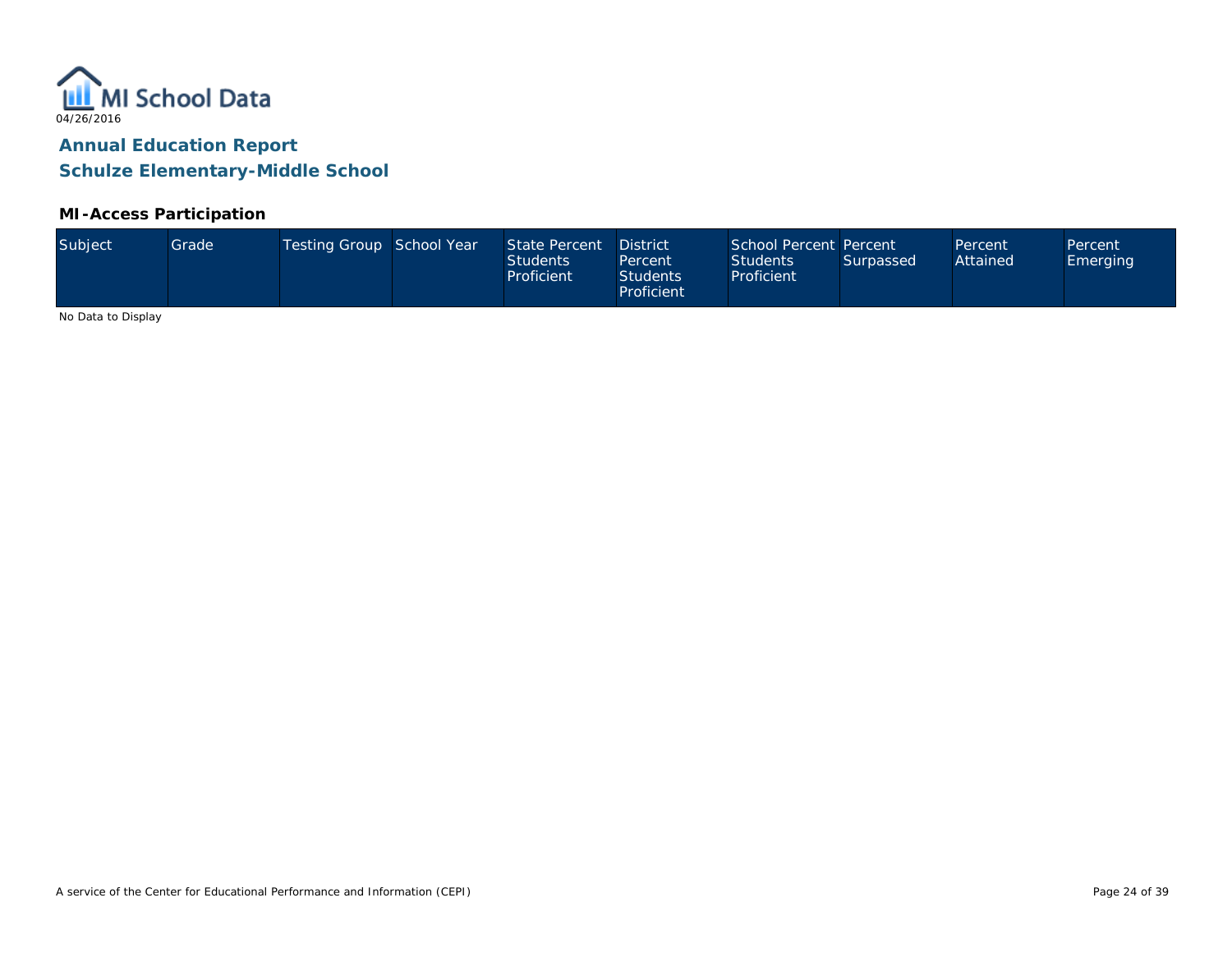MI School Data

04/26/2016

## Annual Education Report

## Schulze Elementary-Middle School

### MI-Access Participation

| Subject | Grade | Testing Group | School Year | State Percent Students Proficient | District Percent Students Proficient | School Percent Students Proficient | Percent Surpassed | Percent Attained | Percent Emerging |
|---|---|---|---|---|---|---|---|---|---|

No Data to Display

A service of the Center for Educational Performance and Information (CEPI)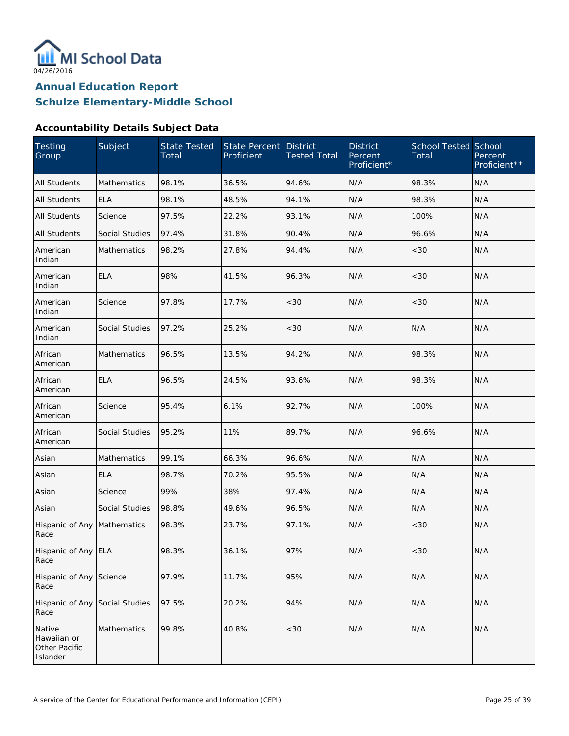MI School Data
04/26/2016

# Annual Education Report
# Schulze Elementary-Middle School

### Accountability Details Subject Data

| Testing Group | Subject | State Tested Total | State Percent Proficient | District Tested Total | District Percent Proficient* | School Tested Total | School Percent Proficient** |
|---|---|---|---|---|---|---|---|
| All Students | Mathematics | 98.1% | 36.5% | 94.6% | N/A | 98.3% | N/A |
| All Students | ELA | 98.1% | 48.5% | 94.1% | N/A | 98.3% | N/A |
| All Students | Science | 97.5% | 22.2% | 93.1% | N/A | 100% | N/A |
| All Students | Social Studies | 97.4% | 31.8% | 90.4% | N/A | 96.6% | N/A |
| American Indian | Mathematics | 98.2% | 27.8% | 94.4% | N/A | <30 | N/A |
| American Indian | ELA | 98% | 41.5% | 96.3% | N/A | <30 | N/A |
| American Indian | Science | 97.8% | 17.7% | <30 | N/A | <30 | N/A |
| American Indian | Social Studies | 97.2% | 25.2% | <30 | N/A | N/A | N/A |
| African American | Mathematics | 96.5% | 13.5% | 94.2% | N/A | 98.3% | N/A |
| African American | ELA | 96.5% | 24.5% | 93.6% | N/A | 98.3% | N/A |
| African American | Science | 95.4% | 6.1% | 92.7% | N/A | 100% | N/A |
| African American | Social Studies | 95.2% | 11% | 89.7% | N/A | 96.6% | N/A |
| Asian | Mathematics | 99.1% | 66.3% | 96.6% | N/A | N/A | N/A |
| Asian | ELA | 98.7% | 70.2% | 95.5% | N/A | N/A | N/A |
| Asian | Science | 99% | 38% | 97.4% | N/A | N/A | N/A |
| Asian | Social Studies | 98.8% | 49.6% | 96.5% | N/A | N/A | N/A |
| Hispanic of Any Race | Mathematics | 98.3% | 23.7% | 97.1% | N/A | <30 | N/A |
| Hispanic of Any Race | ELA | 98.3% | 36.1% | 97% | N/A | <30 | N/A |
| Hispanic of Any Race | Science | 97.9% | 11.7% | 95% | N/A | N/A | N/A |
| Hispanic of Any Race | Social Studies | 97.5% | 20.2% | 94% | N/A | N/A | N/A |
| Native Hawaiian or Other Pacific Islander | Mathematics | 99.8% | 40.8% | <30 | N/A | N/A | N/A |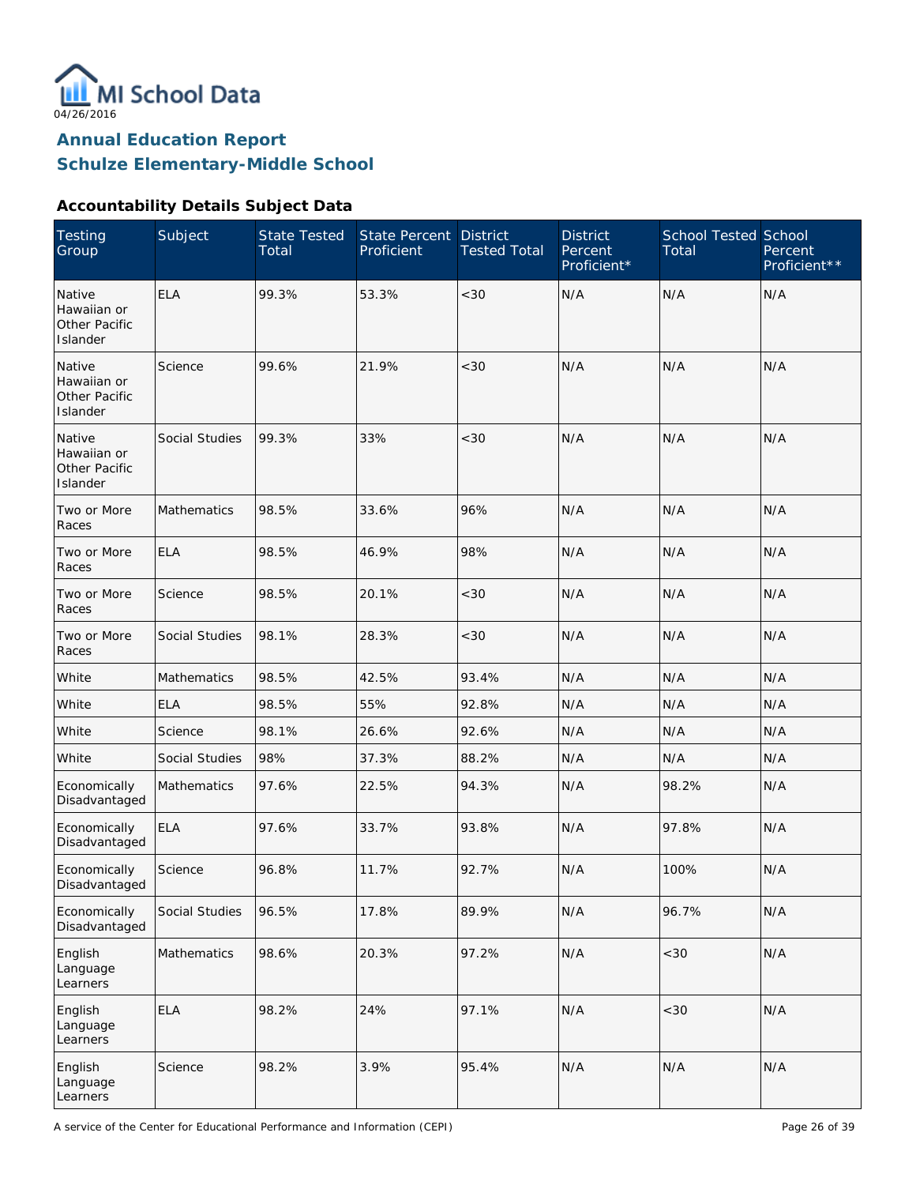MI School Data

04/26/2016

## Annual Education Report
## Schulze Elementary-Middle School

### Accountability Details Subject Data

| Testing Group | Subject | State Tested Total | State Percent Proficient | District Tested Total | District Percent Proficient* | School Tested Total | School Percent Proficient** |
|---|---|---|---|---|---|---|---|
| Native Hawaiian or Other Pacific Islander | ELA | 99.3% | 53.3% | <30 | N/A | N/A | N/A |
| Native Hawaiian or Other Pacific Islander | Science | 99.6% | 21.9% | <30 | N/A | N/A | N/A |
| Native Hawaiian or Other Pacific Islander | Social Studies | 99.3% | 33% | <30 | N/A | N/A | N/A |
| Two or More Races | Mathematics | 98.5% | 33.6% | 96% | N/A | N/A | N/A |
| Two or More Races | ELA | 98.5% | 46.9% | 98% | N/A | N/A | N/A |
| Two or More Races | Science | 98.5% | 20.1% | <30 | N/A | N/A | N/A |
| Two or More Races | Social Studies | 98.1% | 28.3% | <30 | N/A | N/A | N/A |
| White | Mathematics | 98.5% | 42.5% | 93.4% | N/A | N/A | N/A |
| White | ELA | 98.5% | 55% | 92.8% | N/A | N/A | N/A |
| White | Science | 98.1% | 26.6% | 92.6% | N/A | N/A | N/A |
| White | Social Studies | 98% | 37.3% | 88.2% | N/A | N/A | N/A |
| Economically Disadvantaged | Mathematics | 97.6% | 22.5% | 94.3% | N/A | 98.2% | N/A |
| Economically Disadvantaged | ELA | 97.6% | 33.7% | 93.8% | N/A | 97.8% | N/A |
| Economically Disadvantaged | Science | 96.8% | 11.7% | 92.7% | N/A | 100% | N/A |
| Economically Disadvantaged | Social Studies | 96.5% | 17.8% | 89.9% | N/A | 96.7% | N/A |
| English Language Learners | Mathematics | 98.6% | 20.3% | 97.2% | N/A | <30 | N/A |
| English Language Learners | ELA | 98.2% | 24% | 97.1% | N/A | <30 | N/A |
| English Language Learners | Science | 98.2% | 3.9% | 95.4% | N/A | N/A | N/A |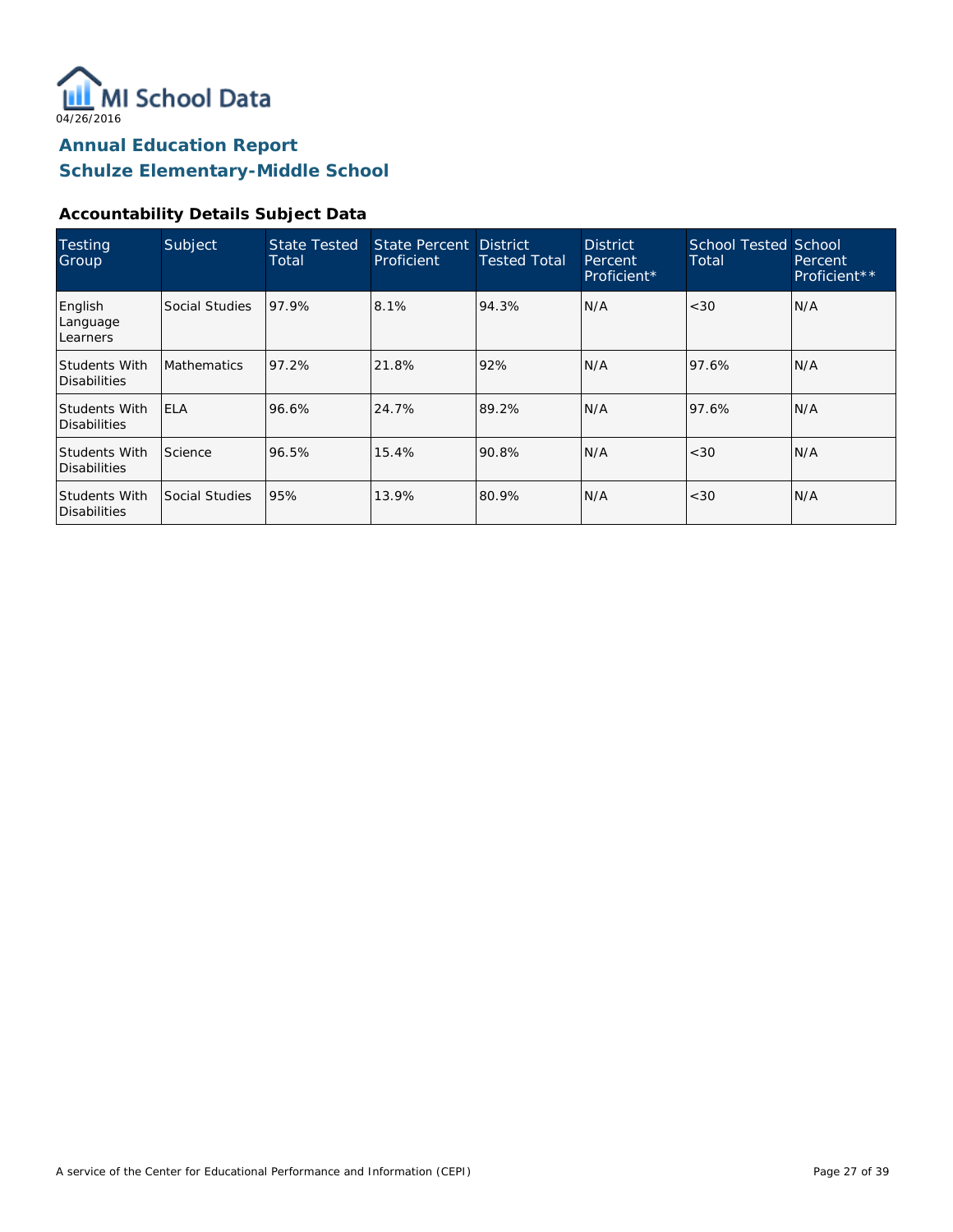MI School Data

04/26/2016

## Annual Education Report
## Schulze Elementary-Middle School

### Accountability Details Subject Data

| Testing Group | Subject | State Tested Total | State Percent Proficient | District Tested Total | District Percent Proficient* | School Tested Total | School Percent Proficient** |
|---|---|---|---|---|---|---|---|
| English Language Learners | Social Studies | 97.9% | 8.1% | 94.3% | N/A | <30 | N/A |
| Students With Disabilities | Mathematics | 97.2% | 21.8% | 92% | N/A | 97.6% | N/A |
| Students With Disabilities | ELA | 96.6% | 24.7% | 89.2% | N/A | 97.6% | N/A |
| Students With Disabilities | Science | 96.5% | 15.4% | 90.8% | N/A | <30 | N/A |
| Students With Disabilities | Social Studies | 95% | 13.9% | 80.9% | N/A | <30 | N/A |

A service of the Center for Educational Performance and Information (CEPI)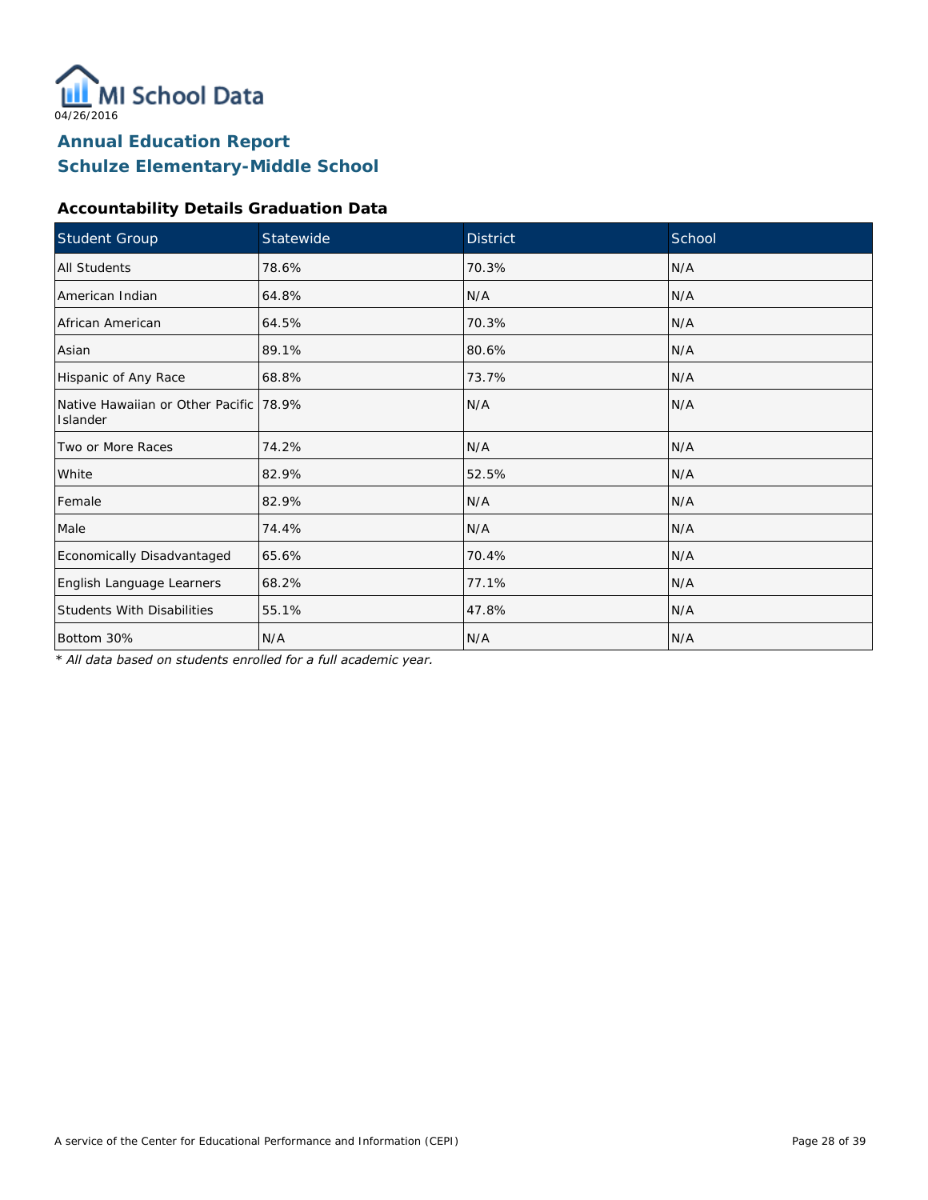MI School Data
04/26/2016

# Annual Education Report
# Schulze Elementary-Middle School

### Accountability Details Graduation Data

| Student Group | Statewide | District | School |
| --- | --- | --- | --- |
| All Students | 78.6% | 70.3% | N/A |
| American Indian | 64.8% | N/A | N/A |
| African American | 64.5% | 70.3% | N/A |
| Asian | 89.1% | 80.6% | N/A |
| Hispanic of Any Race | 68.8% | 73.7% | N/A |
| Native Hawaiian or Other Pacific Islander | 78.9% | N/A | N/A |
| Two or More Races | 74.2% | N/A | N/A |
| White | 82.9% | 52.5% | N/A |
| Female | 82.9% | N/A | N/A |
| Male | 74.4% | N/A | N/A |
| Economically Disadvantaged | 65.6% | 70.4% | N/A |
| English Language Learners | 68.2% | 77.1% | N/A |
| Students With Disabilities | 55.1% | 47.8% | N/A |
| Bottom 30% | N/A | N/A | N/A |

*\* All data based on students enrolled for a full academic year.*

A service of the Center for Educational Performance and Information (CEPI)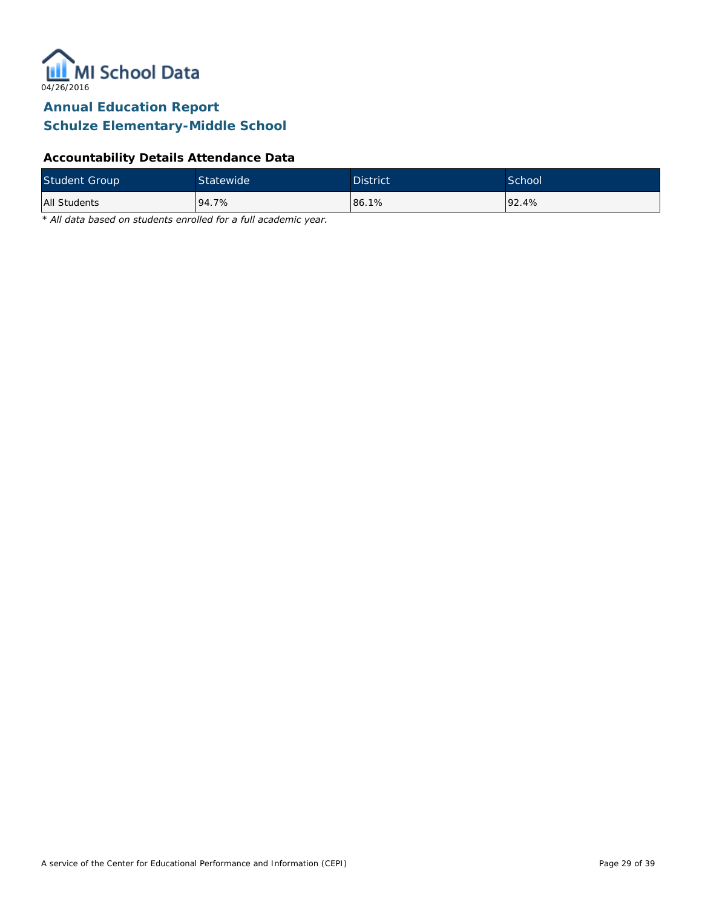MI School Data

04/26/2016

## Annual Education Report
## Schulze Elementary-Middle School

### Accountability Details Attendance Data

| Student Group | Statewide | District | School |
| --- | --- | --- | --- |
| All Students | 94.7% | 86.1% | 92.4% |

*\* All data based on students enrolled for a full academic year.*

A service of the Center for Educational Performance and Information (CEPI)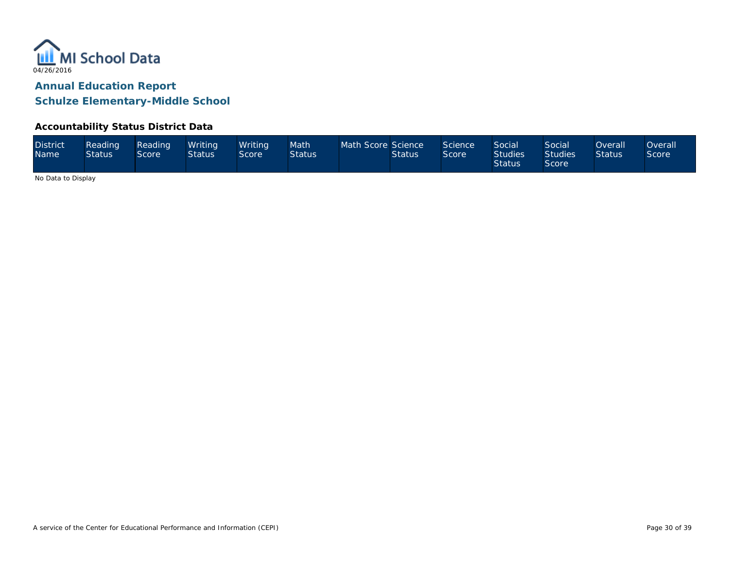MI School Data

04/26/2016

## Annual Education Report

## Schulze Elementary-Middle School

### Accountability Status District Data

| District Name | Reading Status | Reading Score | Writing Status | Writing Score | Math Status | Math Score | Science Status | Science Score | Social Studies Status | Social Studies Score | Overall Status | Overall Score |
|---|---|---|---|---|---|---|---|---|---|---|---|---|

No Data to Display

A service of the Center for Educational Performance and Information (CEPI)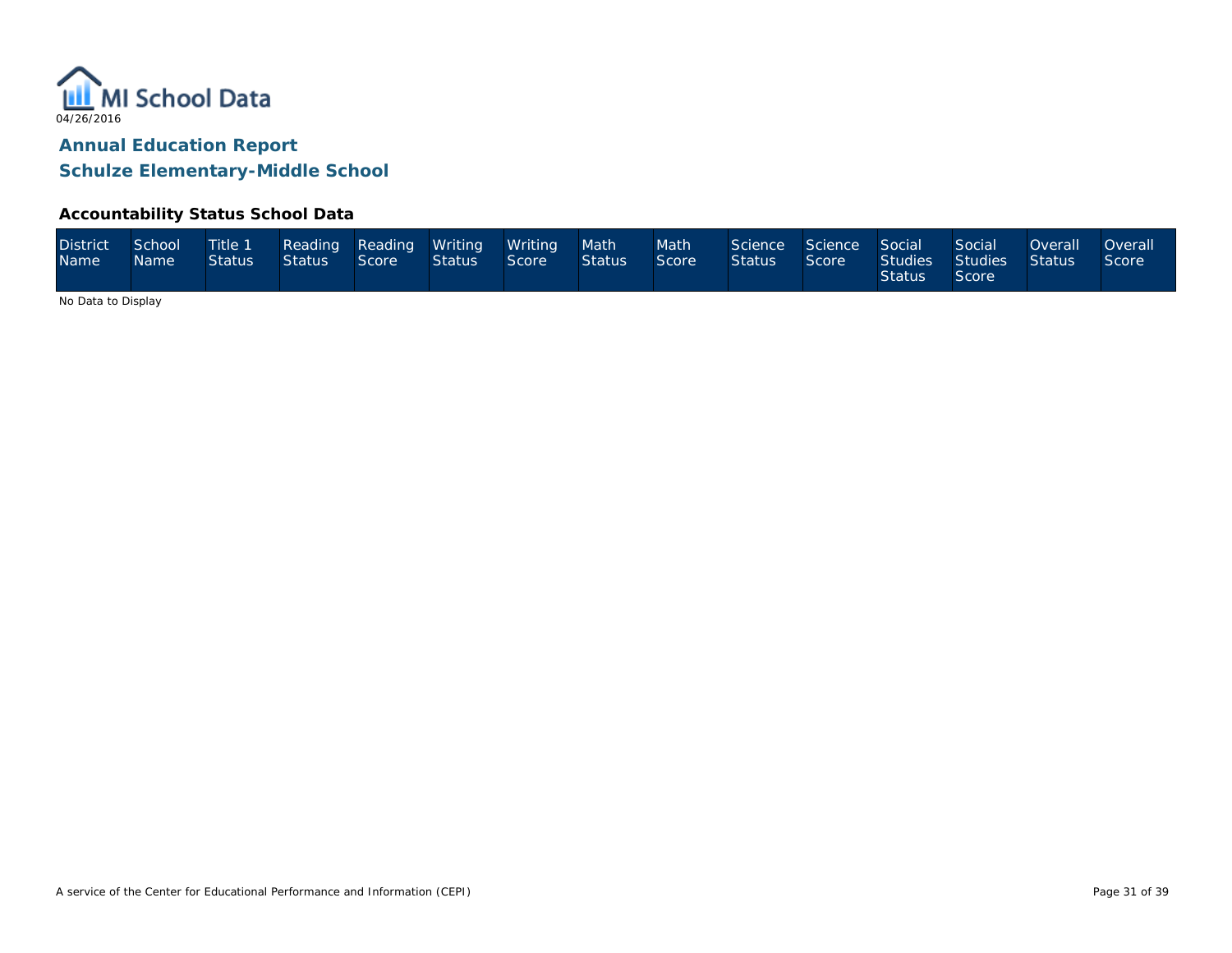MI School Data

04/26/2016

## Annual Education Report

## Schulze Elementary-Middle School

### Accountability Status School Data

| District Name | School Name | Title 1 Status | Reading Status | Reading Score | Writing Status | Writing Score | Math Status | Math Score | Science Status | Science Score | Social Studies Status | Social Studies Score | Overall Status | Overall Score |
|---|---|---|---|---|---|---|---|---|---|---|---|---|---|---|

No Data to Display

A service of the Center for Educational Performance and Information (CEPI)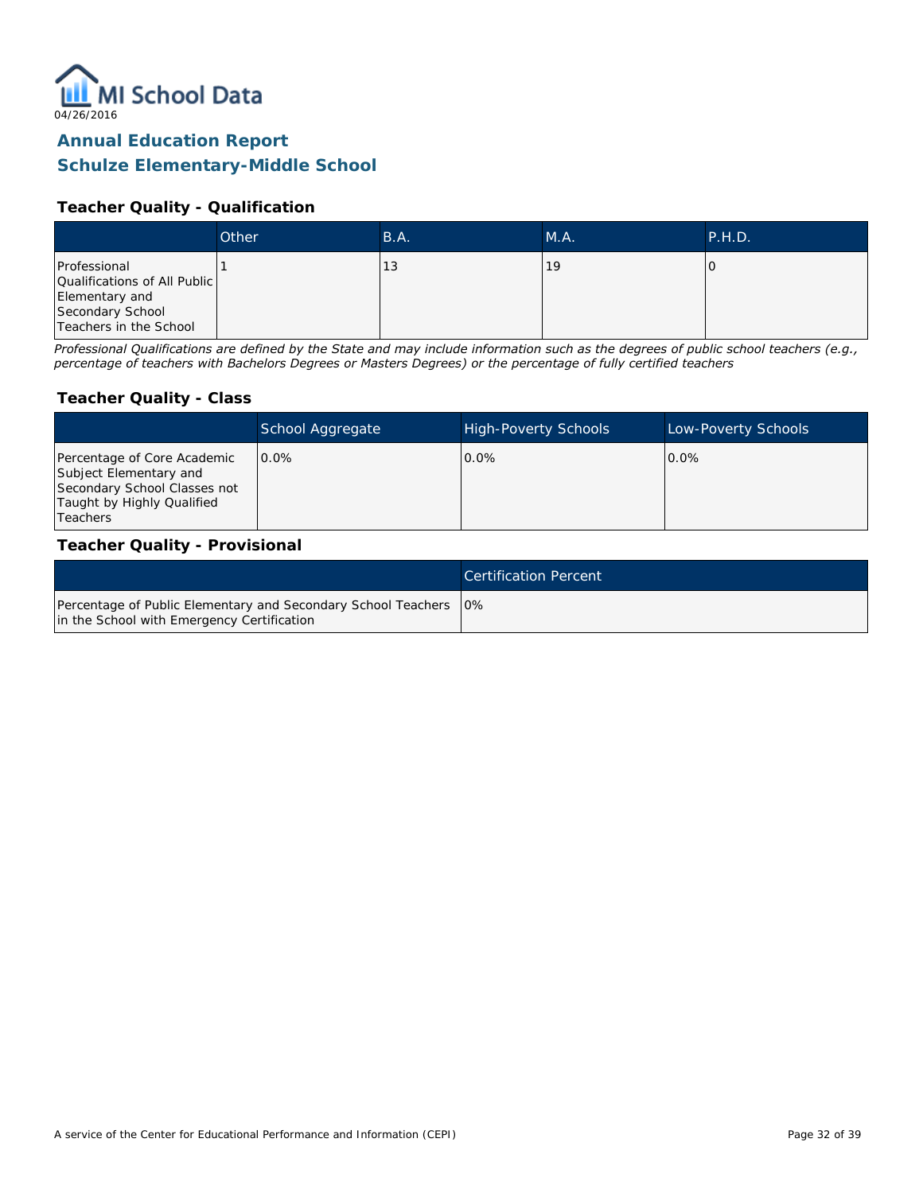04/26/2016

# Annual Education Report
## Schulze Elementary-Middle School

### Teacher Quality - Qualification

| | Other | B.A. | M.A. | P.H.D. |
|---|---|---|---|---|
| Professional Qualifications of All Public Elementary and Secondary School Teachers in the School | 1 | 13 | 19 | 0 |

*Professional Qualifications are defined by the State and may include information such as the degrees of public school teachers (e.g., percentage of teachers with Bachelors Degrees or Masters Degrees) or the percentage of fully certified teachers*

### Teacher Quality - Class

| | School Aggregate | High-Poverty Schools | Low-Poverty Schools |
|---|---|---|---|
| Percentage of Core Academic Subject Elementary and Secondary School Classes not Taught by Highly Qualified Teachers | 0.0% | 0.0% | 0.0% |

### Teacher Quality - Provisional

| | Certification Percent |
|---|---|
| Percentage of Public Elementary and Secondary School Teachers in the School with Emergency Certification | 0% |

A service of the Center for Educational Performance and Information (CEPI)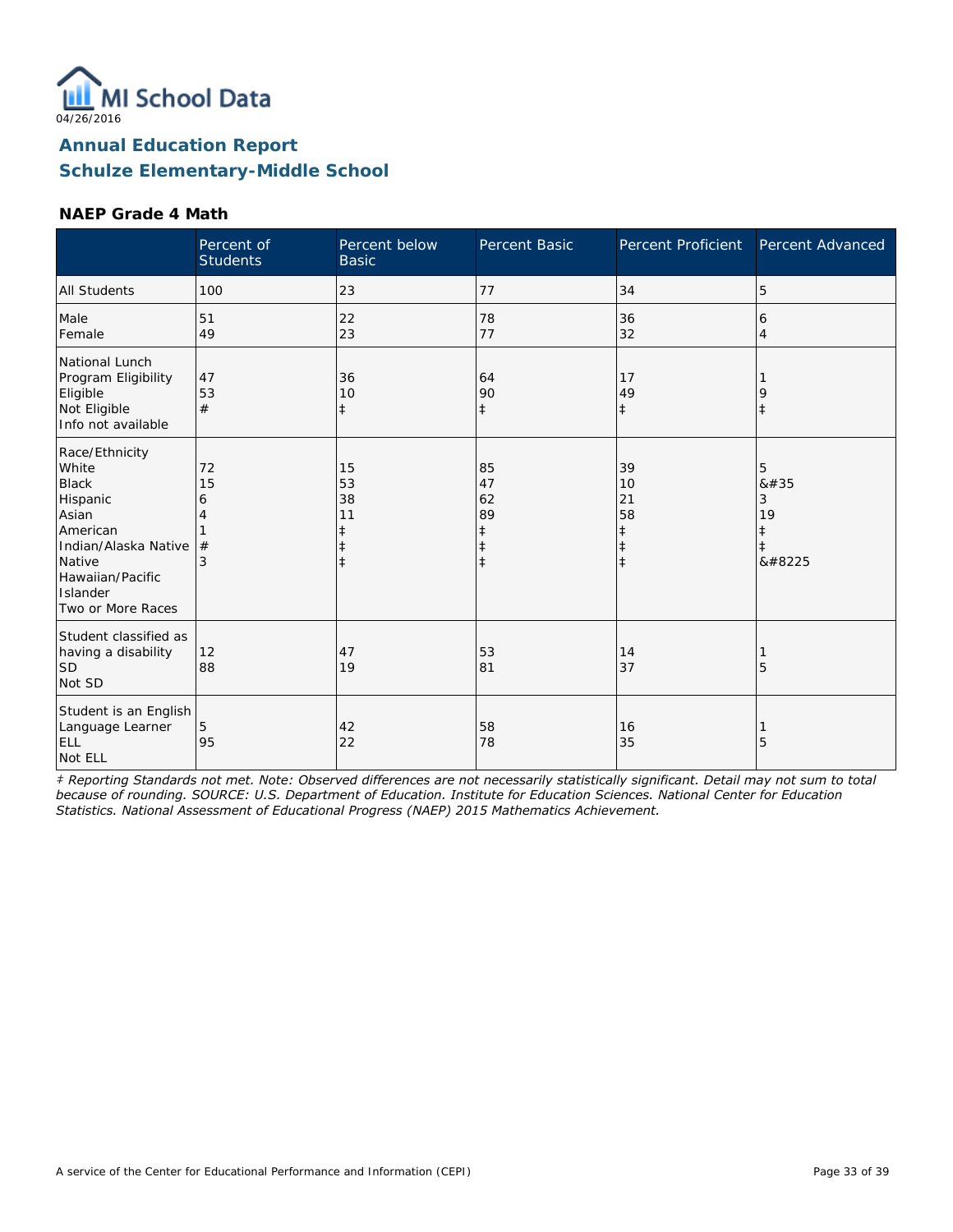MI School Data
04/26/2016

## Annual Education Report
## Schulze Elementary-Middle School

### NAEP Grade 4 Math

| | Percent of Students | Percent below Basic | Percent Basic | Percent Proficient | Percent Advanced |
|---|---|---|---|---|---|
| All Students | 100 | 23 | 77 | 34 | 5 |
| Male<br>Female | 51<br>49 | 22<br>23 | 78<br>77 | 36<br>32 | 6<br>4 |
| National Lunch Program Eligibility<br>Eligible<br>Not Eligible<br>Info not available | 47<br>53<br># | 36<br>10<br>‡ | 64<br>90<br>‡ | 17<br>49<br>‡ | 1<br>9<br>‡ |
| Race/Ethnicity<br>White<br>Black<br>Hispanic<br>Asian<br>American Indian/Alaska Native<br>Native Hawaiian/Pacific Islander<br>Two or More Races | 72<br>15<br>6<br>4<br>1<br>#<br>3 | 15<br>53<br>38<br>11<br>‡<br>‡<br>‡ | 85<br>47<br>62<br>89<br>‡<br>‡<br>‡ | 39<br>10<br>21<br>58<br>‡<br>‡<br>‡ | 5<br>&#35<br>3<br>19<br>‡<br>‡<br>&#8225 |
| Student classified as having a disability<br>SD<br>Not SD | 12<br>88 | 47<br>19 | 53<br>81 | 14<br>37 | 1<br>5 |
| Student is an English Language Learner<br>ELL<br>Not ELL | 5<br>95 | 42<br>22 | 58<br>78 | 16<br>35 | 1<br>5 |

*‡ Reporting Standards not met. Note: Observed differences are not necessarily statistically significant. Detail may not sum to total because of rounding. SOURCE: U.S. Department of Education. Institute for Education Sciences. National Center for Education Statistics. National Assessment of Educational Progress (NAEP) 2015 Mathematics Achievement.*

A service of the Center for Educational Performance and Information (CEPI)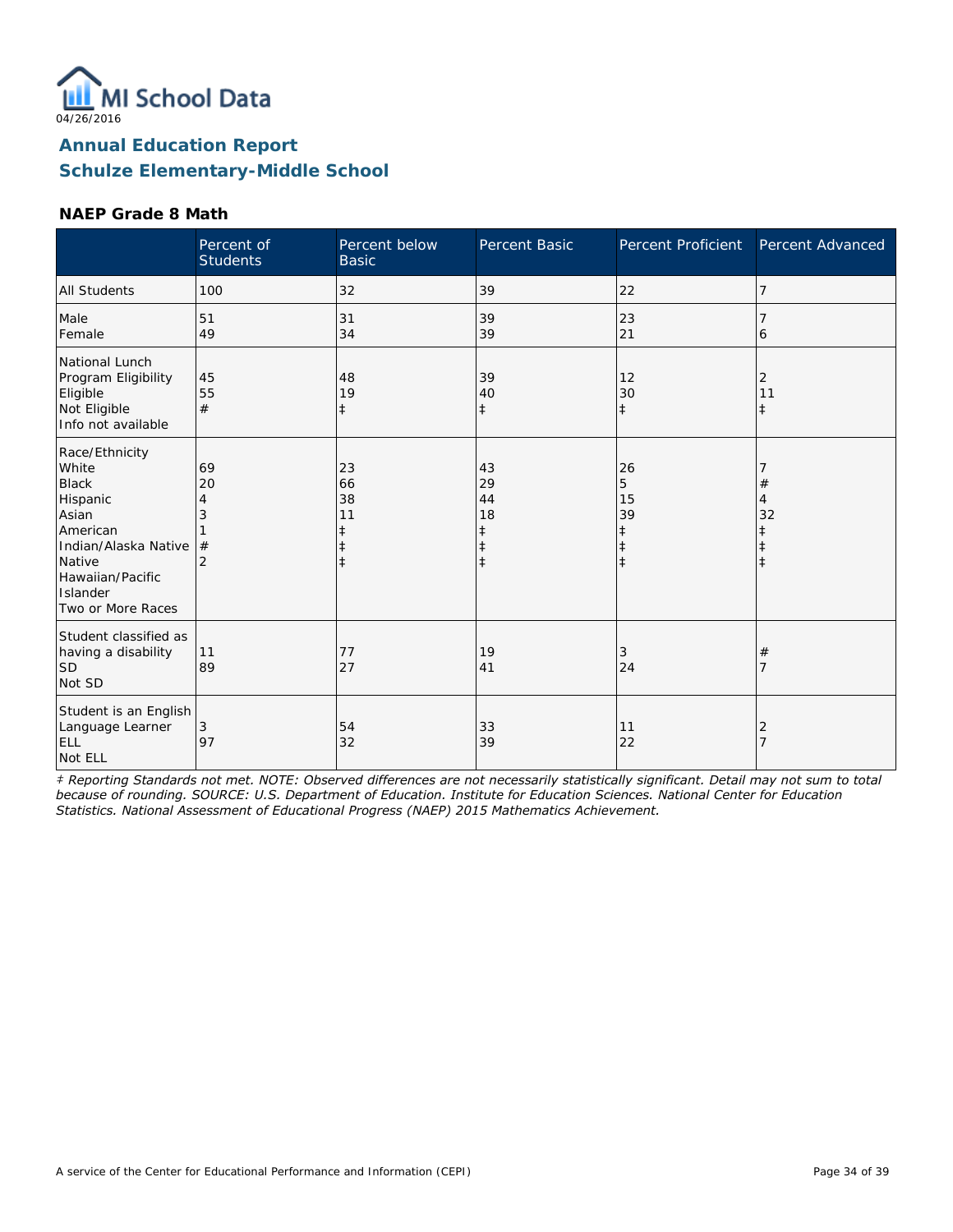MI School Data
04/26/2016

## Annual Education Report
## Schulze Elementary-Middle School

### NAEP Grade 8 Math

| | Percent of Students | Percent below Basic | Percent Basic | Percent Proficient | Percent Advanced |
|---|---|---|---|---|---|
| All Students | 100 | 32 | 39 | 22 | 7 |
| Male | 51 | 31 | 39 | 23 | 7 |
| Female | 49 | 34 | 39 | 21 | 6 |
| National Lunch Program Eligibility | | | | | |
| Eligible | 45 | 48 | 39 | 12 | 2 |
| Not Eligible | 55 | 19 | 40 | 30 | 11 |
| Info not available | # | ‡ | ‡ | ‡ | ‡ |
| Race/Ethnicity | | | | | |
| White | 69 | 23 | 43 | 26 | 7 |
| Black | 20 | 66 | 29 | 5 | # |
| Hispanic | 4 | 38 | 44 | 15 | 4 |
| Asian | 3 | 11 | 18 | 39 | 32 |
| American Indian/Alaska Native | 1 | ‡ | ‡ | ‡ | ‡ |
| Native Hawaiian/Pacific Islander | # | ‡ | ‡ | ‡ | ‡ |
| Two or More Races | 2 | ‡ | ‡ | ‡ | ‡ |
| Student classified as having a disability | | | | | |
| SD | 11 | 77 | 19 | 3 | # |
| Not SD | 89 | 27 | 41 | 24 | 7 |
| Student is an English Language Learner | | | | | |
| ELL | 3 | 54 | 33 | 11 | 2 |
| Not ELL | 97 | 32 | 39 | 22 | 7 |

*‡ Reporting Standards not met. NOTE: Observed differences are not necessarily statistically significant. Detail may not sum to total because of rounding. SOURCE: U.S. Department of Education. Institute for Education Sciences. National Center for Education Statistics. National Assessment of Educational Progress (NAEP) 2015 Mathematics Achievement.*

A service of the Center for Educational Performance and Information (CEPI)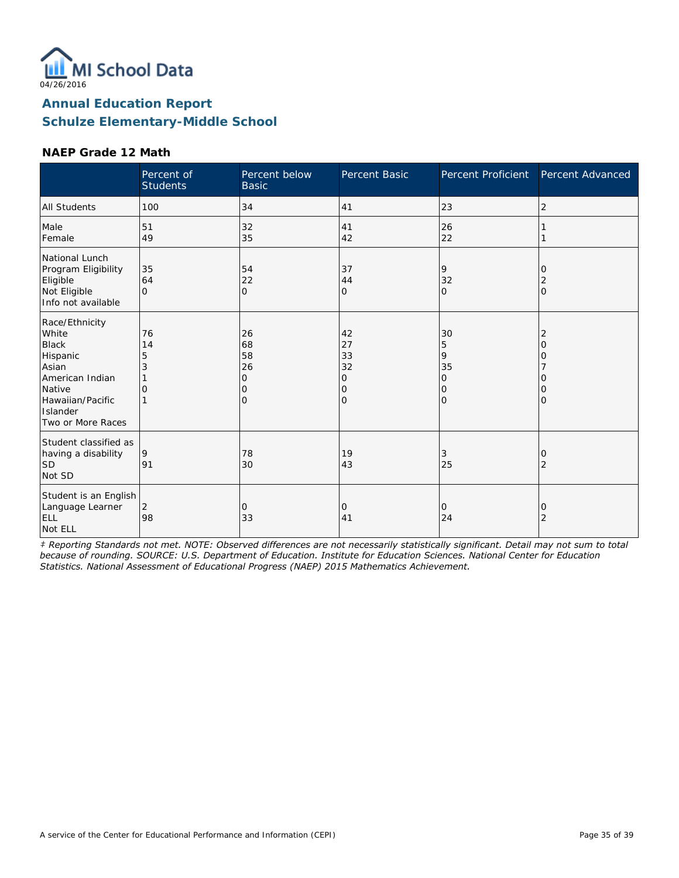04/26/2016

## Annual Education Report
## Schulze Elementary-Middle School

### NAEP Grade 12 Math

| | Percent of Students | Percent below Basic | Percent Basic | Percent Proficient | Percent Advanced |
|---|---|---|---|---|---|
| All Students | 100 | 34 | 41 | 23 | 2 |
| Male | 51 | 32 | 41 | 26 | 1 |
| Female | 49 | 35 | 42 | 22 | 1 |
| National Lunch Program Eligibility | | | | | |
| Eligible | 35 | 54 | 37 | 9 | 0 |
| Not Eligible | 64 | 22 | 44 | 32 | 2 |
| Info not available | 0 | 0 | 0 | 0 | 0 |
| Race/Ethnicity | | | | | |
| White | 76 | 26 | 42 | 30 | 2 |
| Black | 14 | 68 | 27 | 5 | 0 |
| Hispanic | 5 | 58 | 33 | 9 | 0 |
| Asian | 3 | 26 | 32 | 35 | 7 |
| American Indian | 1 | 0 | 0 | 0 | 0 |
| Native Hawaiian/Pacific Islander | 0 | 0 | 0 | 0 | 0 |
| Two or More Races | 1 | 0 | 0 | 0 | 0 |
| Student classified as having a disability | | | | | |
| SD | 9 | 78 | 19 | 3 | 0 |
| Not SD | 91 | 30 | 43 | 25 | 2 |
| Student is an English Language Learner | | | | | |
| ELL | 2 | 0 | 0 | 0 | 0 |
| Not ELL | 98 | 33 | 41 | 24 | 2 |

*‡ Reporting Standards not met. NOTE: Observed differences are not necessarily statistically significant. Detail may not sum to total because of rounding. SOURCE: U.S. Department of Education. Institute for Education Sciences. National Center for Education Statistics. National Assessment of Educational Progress (NAEP) 2015 Mathematics Achievement.*

A service of the Center for Educational Performance and Information (CEPI)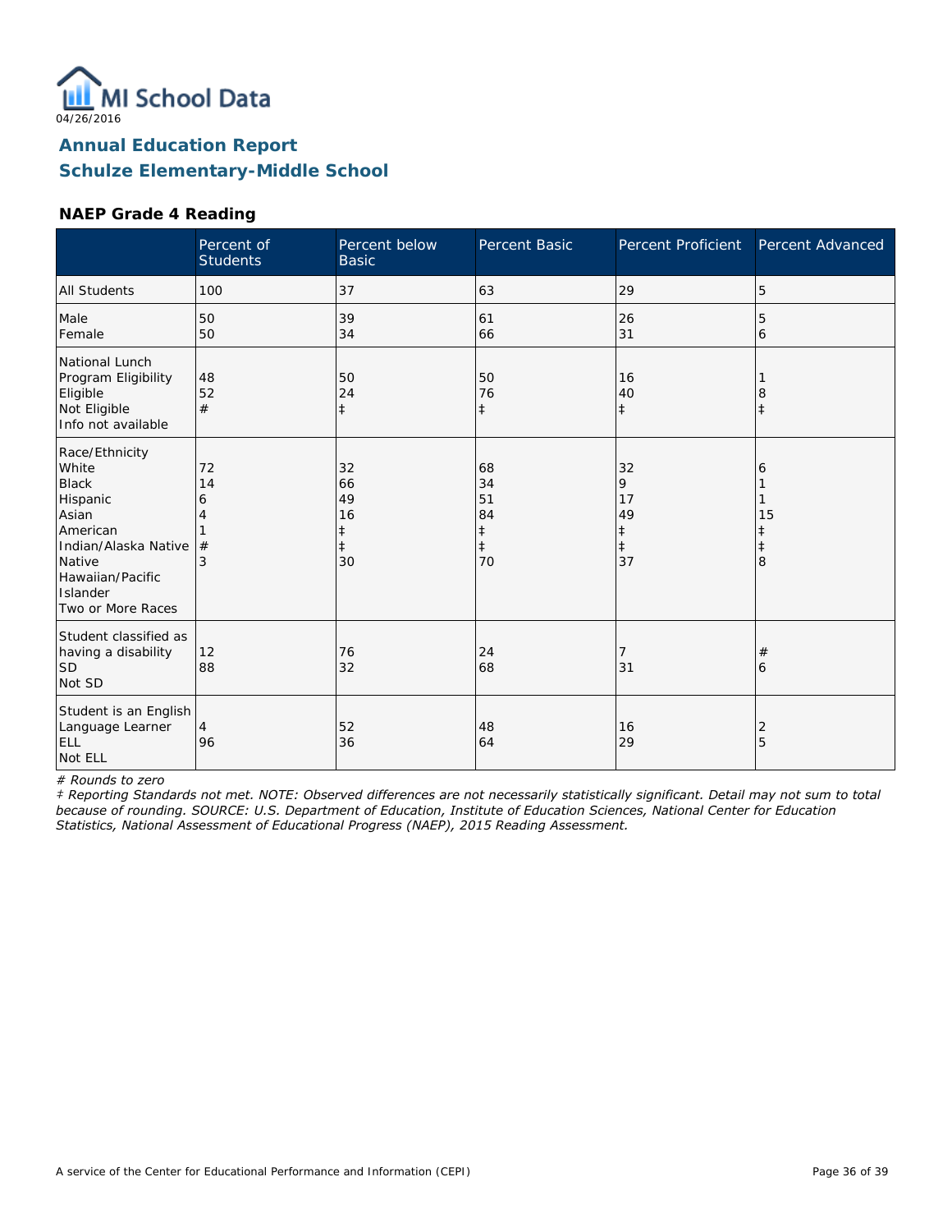MI School Data
04/26/2016

## Annual Education Report
## Schulze Elementary-Middle School

### NAEP Grade 4 Reading

| | Percent of Students | Percent below Basic | Percent Basic | Percent Proficient | Percent Advanced |
|---|---|---|---|---|---|
| All Students | 100 | 37 | 63 | 29 | 5 |
| Male | 50 | 39 | 61 | 26 | 5 |
| Female | 50 | 34 | 66 | 31 | 6 |
| National Lunch Program Eligibility | | | | | |
| Eligible | 48 | 50 | 50 | 16 | 1 |
| Not Eligible | 52 | 24 | 76 | 40 | 8 |
| Info not available | # | ‡ | ‡ | ‡ | ‡ |
| Race/Ethnicity | | | | | |
| White | 72 | 32 | 68 | 32 | 6 |
| Black | 14 | 66 | 34 | 9 | 1 |
| Hispanic | 6 | 49 | 51 | 17 | 1 |
| Asian | 4 | 16 | 84 | 49 | 15 |
| American Indian/Alaska Native | 1 | ‡ | ‡ | ‡ | ‡ |
| Native Hawaiian/Pacific Islander | # | ‡ | ‡ | ‡ | ‡ |
| Two or More Races | 3 | 30 | 70 | 37 | 8 |
| Student classified as having a disability | | | | | |
| SD | 12 | 76 | 24 | 7 | # |
| Not SD | 88 | 32 | 68 | 31 | 6 |
| Student is an English Language Learner | | | | | |
| ELL | 4 | 52 | 48 | 16 | 2 |
| Not ELL | 96 | 36 | 64 | 29 | 5 |

*# Rounds to zero*

*‡ Reporting Standards not met. NOTE: Observed differences are not necessarily statistically significant. Detail may not sum to total because of rounding. SOURCE: U.S. Department of Education, Institute of Education Sciences, National Center for Education Statistics, National Assessment of Educational Progress (NAEP), 2015 Reading Assessment.*

A service of the Center for Educational Performance and Information (CEPI)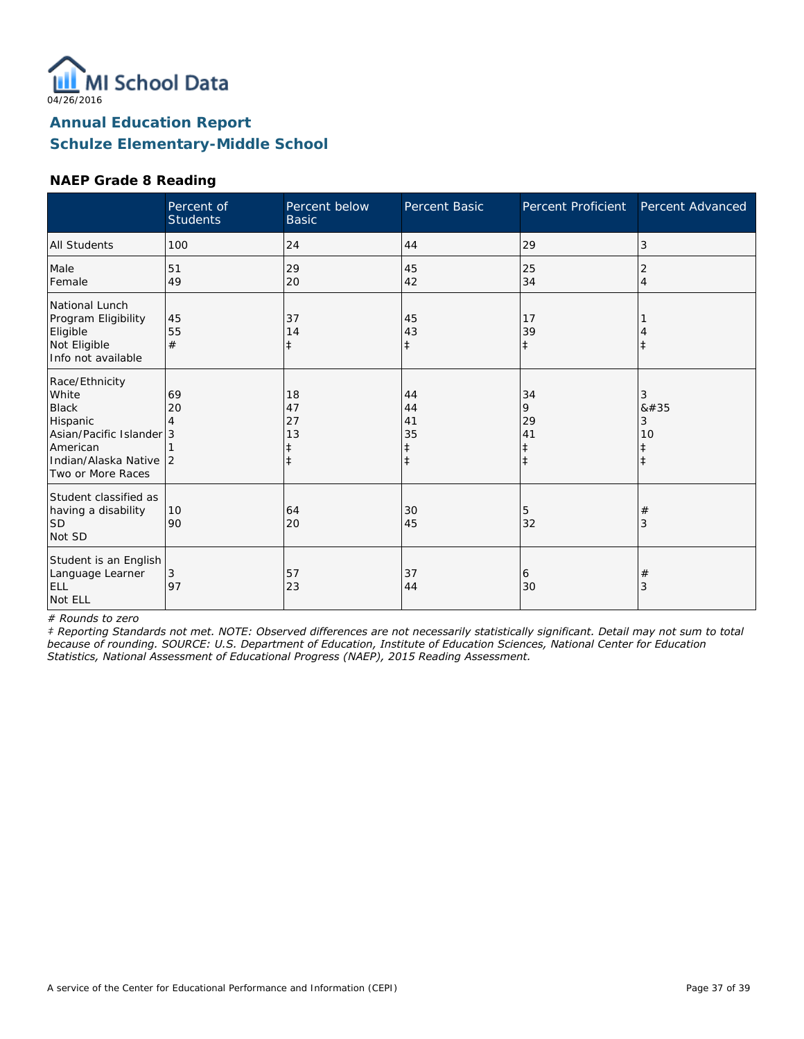04/26/2016

# Annual Education Report
## Schulze Elementary-Middle School

### NAEP Grade 8 Reading

| | Percent of Students | Percent below Basic | Percent Basic | Percent Proficient | Percent Advanced |
|---|---|---|---|---|---|
| All Students | 100 | 24 | 44 | 29 | 3 |
| Male<br>Female | 51<br>49 | 29<br>20 | 45<br>42 | 25<br>34 | 2<br>4 |
| National Lunch Program Eligibility<br>Eligible<br>Not Eligible<br>Info not available | 45<br>55<br># | 37<br>14<br>‡ | 45<br>43<br>‡ | 17<br>39<br>‡ | 1<br>4<br>‡ |
| Race/Ethnicity<br>White<br>Black<br>Hispanic<br>Asian/Pacific Islander<br>American Indian/Alaska Native<br>Two or More Races | 69<br>20<br>4<br>3<br>1<br>2 | 18<br>47<br>27<br>13<br>‡<br>‡ | 44<br>44<br>41<br>35<br>‡<br>‡ | 34<br>9<br>29<br>41<br>‡<br>‡ | 3<br>&#35<br>3<br>10<br>‡<br>‡ |
| Student classified as having a disability<br>SD<br>Not SD | 10<br>90 | 64<br>20 | 30<br>45 | 5<br>32 | #<br>3 |
| Student is an English Language Learner<br>ELL<br>Not ELL | 3<br>97 | 57<br>23 | 37<br>44 | 6<br>30 | #<br>3 |

*# Rounds to zero*

*‡ Reporting Standards not met. NOTE: Observed differences are not necessarily statistically significant. Detail may not sum to total because of rounding. SOURCE: U.S. Department of Education, Institute of Education Sciences, National Center for Education Statistics, National Assessment of Educational Progress (NAEP), 2015 Reading Assessment.*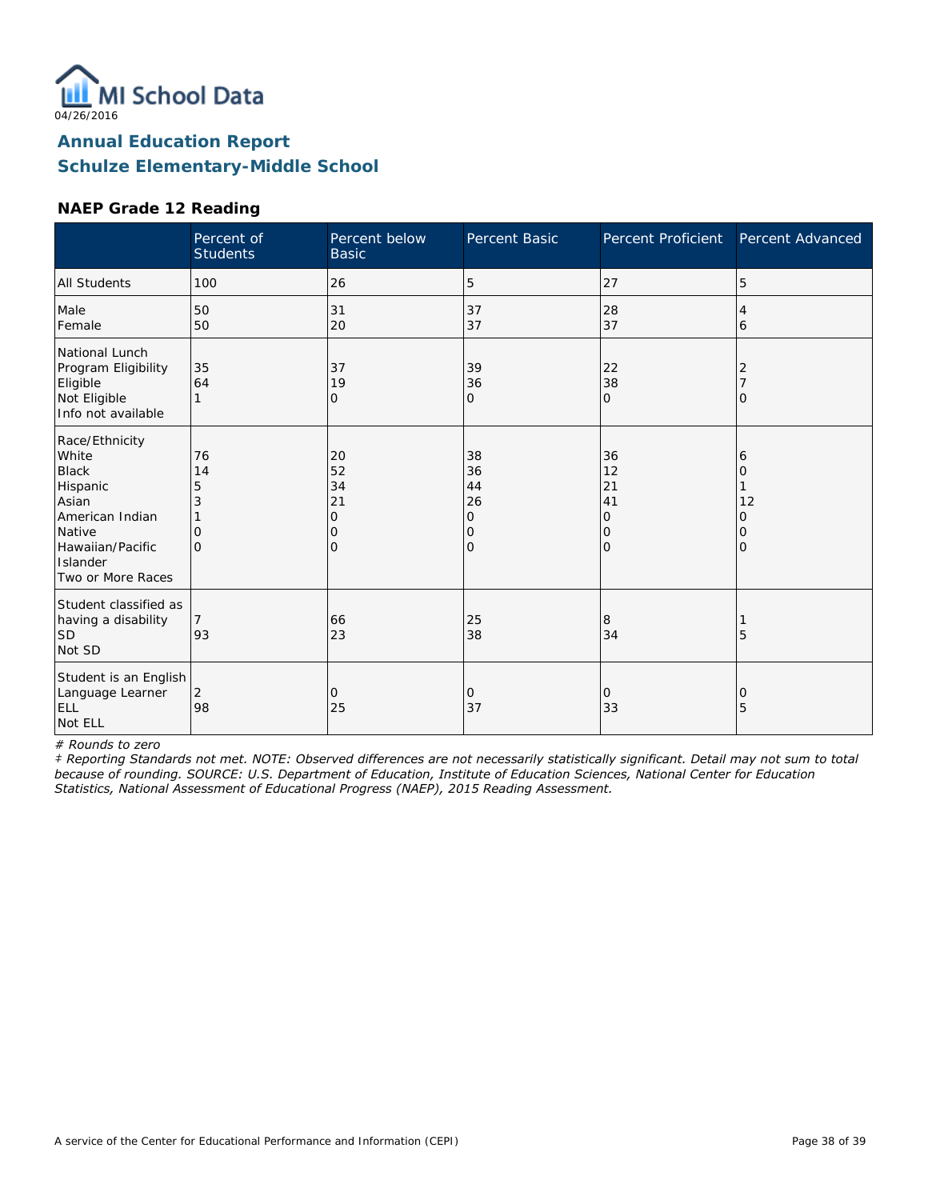MI School Data
04/26/2016

# Annual Education Report
# Schulze Elementary-Middle School

### NAEP Grade 12 Reading

| | Percent of Students | Percent below Basic | Percent Basic | Percent Proficient | Percent Advanced |
|---|---|---|---|---|---|
| All Students | 100 | 26 | 5 | 27 | 5 |
| Male | 50 | 31 | 37 | 28 | 4 |
| Female | 50 | 20 | 37 | 37 | 6 |
| National Lunch Program Eligibility | | | | | |
| Eligible | 35 | 37 | 39 | 22 | 2 |
| Not Eligible | 64 | 19 | 36 | 38 | 7 |
| Info not available | 1 | 0 | 0 | 0 | 0 |
| Race/Ethnicity | | | | | |
| White | 76 | 20 | 38 | 36 | 6 |
| Black | 14 | 52 | 36 | 12 | 0 |
| Hispanic | 5 | 34 | 44 | 21 | 1 |
| Asian | 3 | 21 | 26 | 41 | 12 |
| American Indian | 1 | 0 | 0 | 0 | 0 |
| Native Hawaiian/Pacific Islander | 0 | 0 | 0 | 0 | 0 |
| Two or More Races | 0 | 0 | 0 | 0 | 0 |
| Student classified as having a disability | | | | | |
| SD | 7 | 66 | 25 | 8 | 1 |
| Not SD | 93 | 23 | 38 | 34 | 5 |
| Student is an English Language Learner | | | | | |
| ELL | 2 | 0 | 0 | 0 | 0 |
| Not ELL | 98 | 25 | 37 | 33 | 5 |

*# Rounds to zero*

*‡ Reporting Standards not met. NOTE: Observed differences are not necessarily statistically significant. Detail may not sum to total because of rounding. SOURCE: U.S. Department of Education, Institute of Education Sciences, National Center for Education Statistics, National Assessment of Educational Progress (NAEP), 2015 Reading Assessment.*

A service of the Center for Educational Performance and Information (CEPI)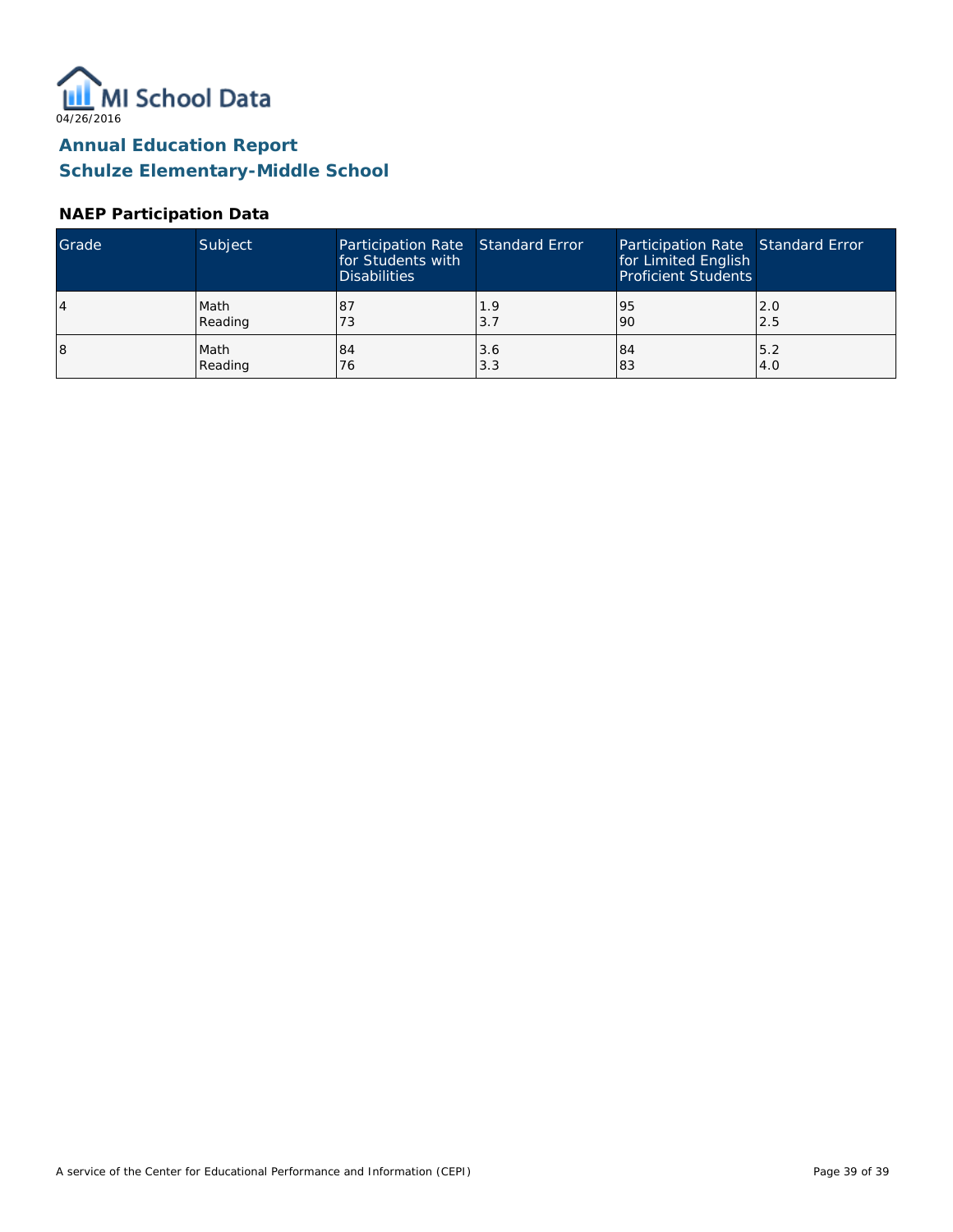MI School Data

04/26/2016

## Annual Education Report
## Schulze Elementary-Middle School

### NAEP Participation Data

| Grade | Subject | Participation Rate for Students with Disabilities | Standard Error | Participation Rate for Limited English Proficient Students | Standard Error |
|---|---|---|---|---|---|
| 4 | Math | 87 | 1.9 | 95 | 2.0 |
| | Reading | 73 | 3.7 | 90 | 2.5 |
| 8 | Math | 84 | 3.6 | 84 | 5.2 |
| | Reading | 76 | 3.3 | 83 | 4.0 |